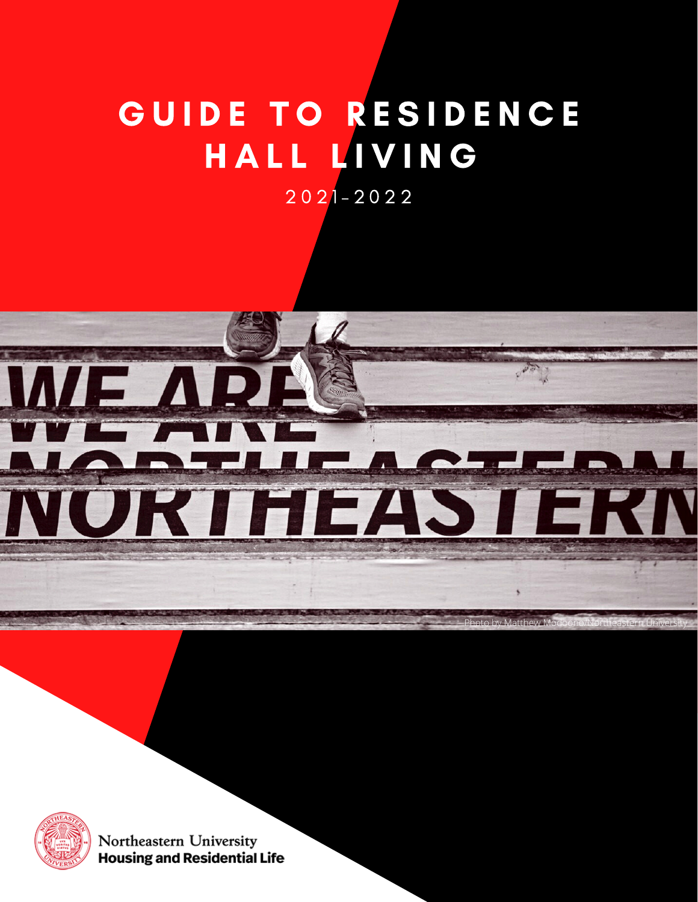# GUIDE TO RESIDENCE HALL LIVING

2021-2022

Photo by Matthew Modoono/Northeastern University

Northeastern University
**Housing and Residential Life**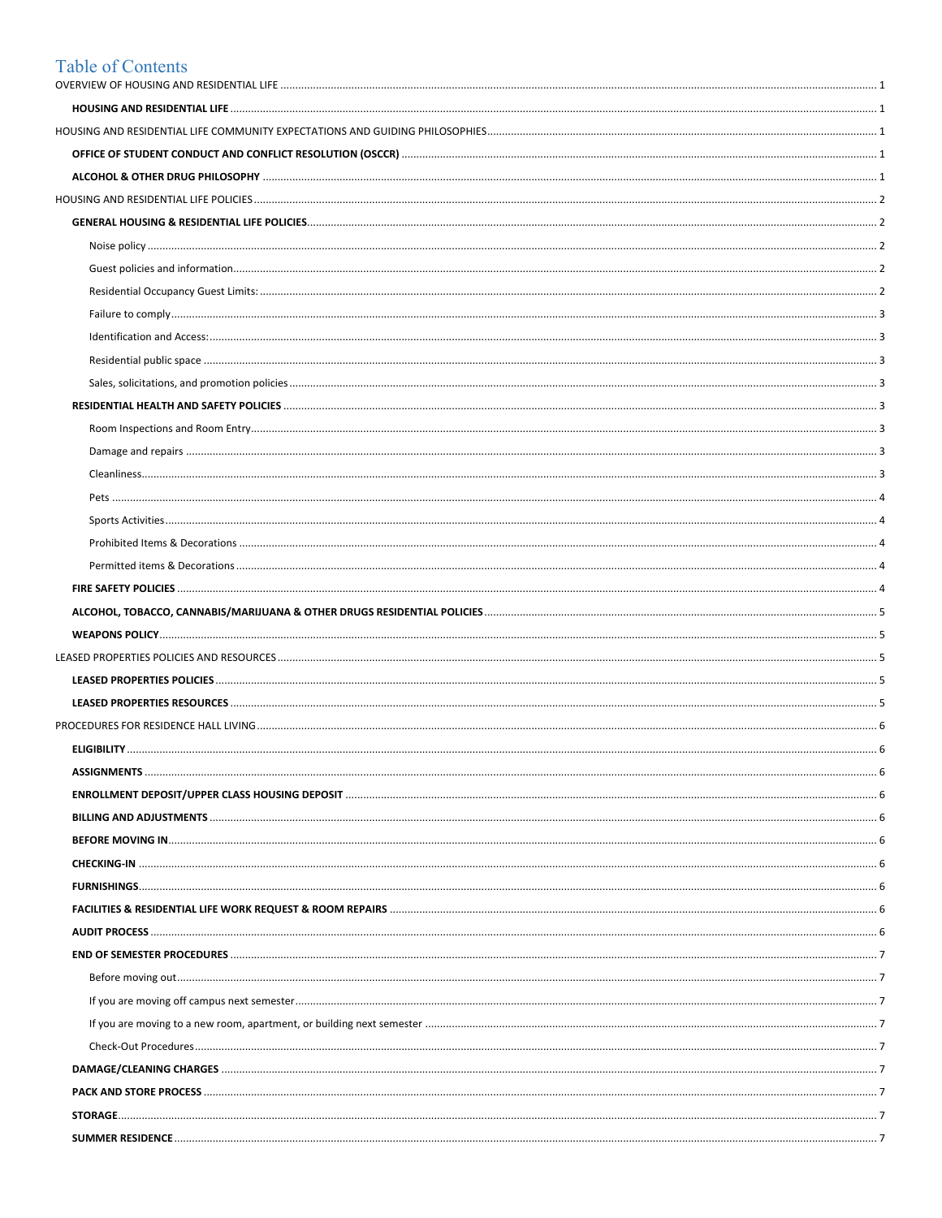# Table of Contents

- OVERVIEW OF HOUSING AND RESIDENTIAL LIFE ..... 1
  - **HOUSING AND RESIDENTIAL LIFE** ..... 1
- HOUSING AND RESIDENTIAL LIFE COMMUNITY EXPECTATIONS AND GUIDING PHILOSOPHIES ..... 1
  - **OFFICE OF STUDENT CONDUCT AND CONFLICT RESOLUTION (OSCCR)** ..... 1
  - **ALCOHOL & OTHER DRUG PHILOSOPHY** ..... 1
- HOUSING AND RESIDENTIAL LIFE POLICIES ..... 2
  - **GENERAL HOUSING & RESIDENTIAL LIFE POLICIES** ..... 2
    - Noise policy ..... 2
    - Guest policies and information ..... 2
    - Residential Occupancy Guest Limits: ..... 2
    - Failure to comply ..... 3
    - Identification and Access: ..... 3
    - Residential public space ..... 3
    - Sales, solicitations, and promotion policies ..... 3
  - **RESIDENTIAL HEALTH AND SAFETY POLICIES** ..... 3
    - Room Inspections and Room Entry ..... 3
    - Damage and repairs ..... 3
    - Cleanliness ..... 3
    - Pets ..... 4
    - Sports Activities ..... 4
    - Prohibited Items & Decorations ..... 4
    - Permitted items & Decorations ..... 4
  - **FIRE SAFETY POLICIES** ..... 4
  - **ALCOHOL, TOBACCO, CANNABIS/MARIJUANA & OTHER DRUGS RESIDENTIAL POLICIES** ..... 5
  - **WEAPONS POLICY** ..... 5
- LEASED PROPERTIES POLICIES AND RESOURCES ..... 5
  - **LEASED PROPERTIES POLICIES** ..... 5
  - **LEASED PROPERTIES RESOURCES** ..... 5
- PROCEDURES FOR RESIDENCE HALL LIVING ..... 6
  - **ELIGIBILITY** ..... 6
  - **ASSIGNMENTS** ..... 6
  - **ENROLLMENT DEPOSIT/UPPER CLASS HOUSING DEPOSIT** ..... 6
  - **BILLING AND ADJUSTMENTS** ..... 6
  - **BEFORE MOVING IN** ..... 6
  - **CHECKING-IN** ..... 6
  - **FURNISHINGS** ..... 6
  - **FACILITIES & RESIDENTIAL LIFE WORK REQUEST & ROOM REPAIRS** ..... 6
  - **AUDIT PROCESS** ..... 6
  - **END OF SEMESTER PROCEDURES** ..... 7
    - Before moving out ..... 7
    - If you are moving off campus next semester ..... 7
    - If you are moving to a new room, apartment, or building next semester ..... 7
    - Check-Out Procedures ..... 7
  - **DAMAGE/CLEANING CHARGES** ..... 7
  - **PACK AND STORE PROCESS** ..... 7
  - **STORAGE** ..... 7
  - **SUMMER RESIDENCE** ..... 7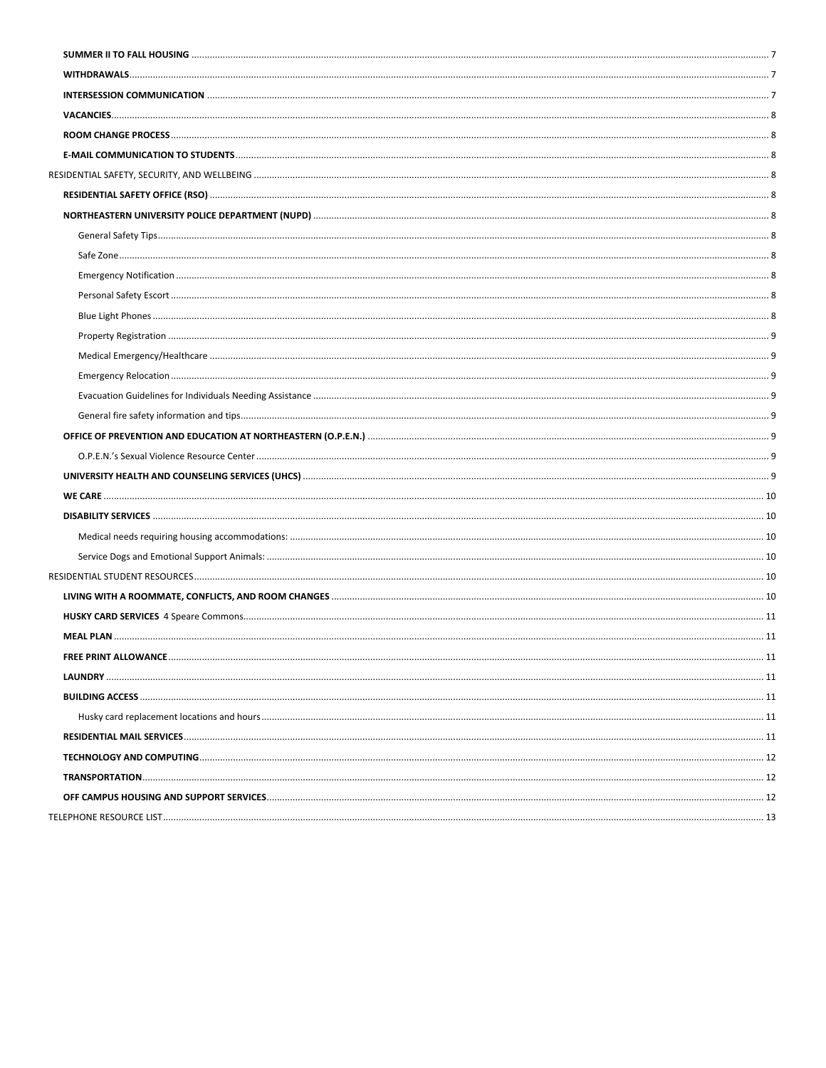**SUMMER II TO FALL HOUSING** ..... 7

**WITHDRAWALS** ..... 7

**INTERSESSION COMMUNICATION** ..... 7

**VACANCIES** ..... 8

**ROOM CHANGE PROCESS** ..... 8

**E-MAIL COMMUNICATION TO STUDENTS** ..... 8

RESIDENTIAL SAFETY, SECURITY, AND WELLBEING ..... 8

**RESIDENTIAL SAFETY OFFICE (RSO)** ..... 8

**NORTHEASTERN UNIVERSITY POLICE DEPARTMENT (NUPD)** ..... 8

General Safety Tips ..... 8

Safe Zone ..... 8

Emergency Notification ..... 8

Personal Safety Escort ..... 8

Blue Light Phones ..... 8

Property Registration ..... 9

Medical Emergency/Healthcare ..... 9

Emergency Relocation ..... 9

Evacuation Guidelines for Individuals Needing Assistance ..... 9

General fire safety information and tips ..... 9

**OFFICE OF PREVENTION AND EDUCATION AT NORTHEASTERN (O.P.E.N.)** ..... 9

O.P.E.N.'s Sexual Violence Resource Center ..... 9

**UNIVERSITY HEALTH AND COUNSELING SERVICES (UHCS)** ..... 9

**WE CARE** ..... 10

**DISABILITY SERVICES** ..... 10

Medical needs requiring housing accommodations: ..... 10

Service Dogs and Emotional Support Animals: ..... 10

RESIDENTIAL STUDENT RESOURCES ..... 10

**LIVING WITH A ROOMMATE, CONFLICTS, AND ROOM CHANGES** ..... 10

**HUSKY CARD SERVICES** 4 Speare Commons ..... 11

**MEAL PLAN** ..... 11

**FREE PRINT ALLOWANCE** ..... 11

**LAUNDRY** ..... 11

**BUILDING ACCESS** ..... 11

Husky card replacement locations and hours ..... 11

**RESIDENTIAL MAIL SERVICES** ..... 11

**TECHNOLOGY AND COMPUTING** ..... 12

**TRANSPORTATION** ..... 12

**OFF CAMPUS HOUSING AND SUPPORT SERVICES** ..... 12

TELEPHONE RESOURCE LIST ..... 13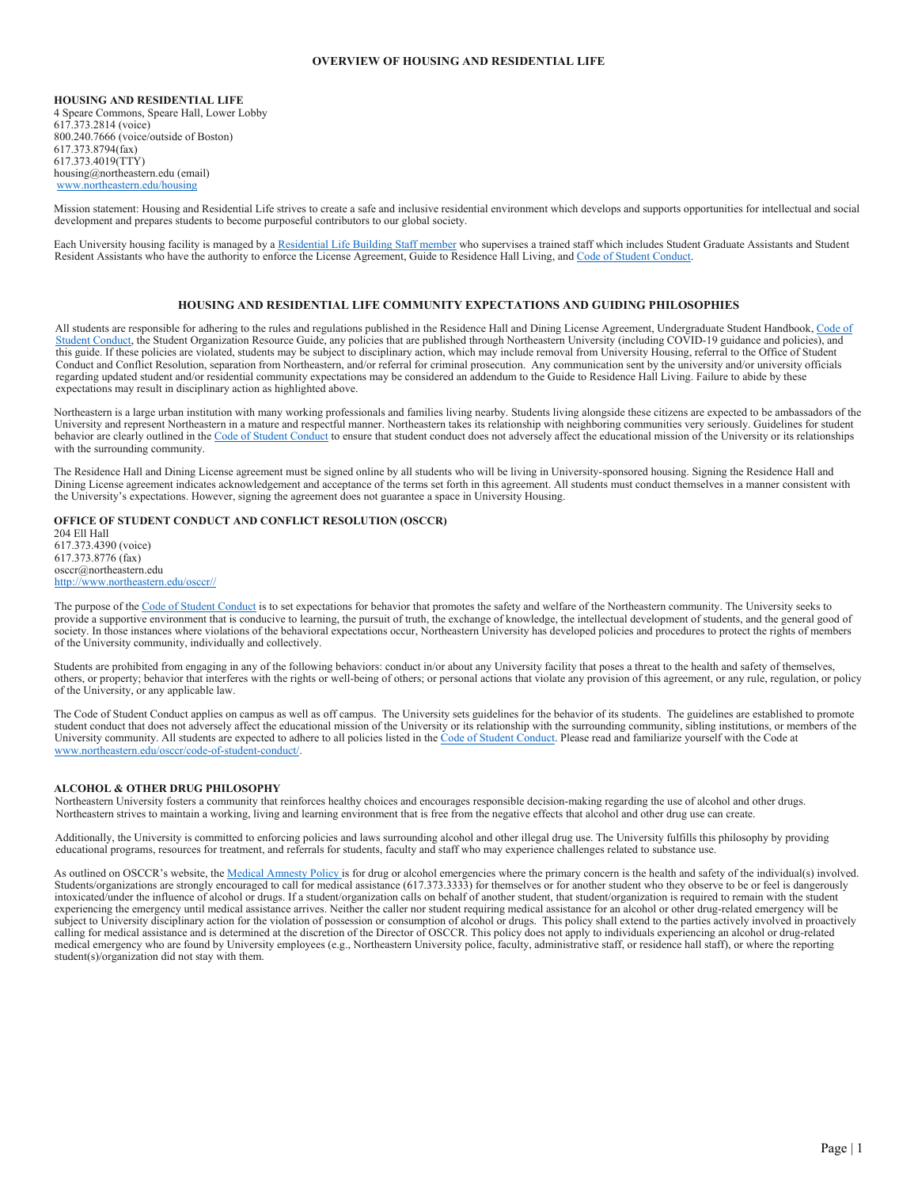# OVERVIEW OF HOUSING AND RESIDENTIAL LIFE

**HOUSING AND RESIDENTIAL LIFE**
4 Speare Commons, Speare Hall, Lower Lobby
617.373.2814 (voice)
800.240.7666 (voice/outside of Boston)
617.373.8794(fax)
617.373.4019(TTY)
housing@northeastern.edu (email)
www.northeastern.edu/housing

Mission statement: Housing and Residential Life strives to create a safe and inclusive residential environment which develops and supports opportunities for intellectual and social development and prepares students to become purposeful contributors to our global society.

Each University housing facility is managed by a Residential Life Building Staff member who supervises a trained staff which includes Student Graduate Assistants and Student Resident Assistants who have the authority to enforce the License Agreement, Guide to Residence Hall Living, and Code of Student Conduct.

## HOUSING AND RESIDENTIAL LIFE COMMUNITY EXPECTATIONS AND GUIDING PHILOSOPHIES

All students are responsible for adhering to the rules and regulations published in the Residence Hall and Dining License Agreement, Undergraduate Student Handbook, Code of Student Conduct, the Student Organization Resource Guide, any policies that are published through Northeastern University (including COVID-19 guidance and policies), and this guide. If these policies are violated, students may be subject to disciplinary action, which may include removal from University Housing, referral to the Office of Student Conduct and Conflict Resolution, separation from Northeastern, and/or referral for criminal prosecution. Any communication sent by the university and/or university officials regarding updated student and/or residential community expectations may be considered an addendum to the Guide to Residence Hall Living. Failure to abide by these expectations may result in disciplinary action as highlighted above.

Northeastern is a large urban institution with many working professionals and families living nearby. Students living alongside these citizens are expected to be ambassadors of the University and represent Northeastern in a mature and respectful manner. Northeastern takes its relationship with neighboring communities very seriously. Guidelines for student behavior are clearly outlined in the Code of Student Conduct to ensure that student conduct does not adversely affect the educational mission of the University or its relationships with the surrounding community.

The Residence Hall and Dining License agreement must be signed online by all students who will be living in University-sponsored housing. Signing the Residence Hall and Dining License agreement indicates acknowledgement and acceptance of the terms set forth in this agreement. All students must conduct themselves in a manner consistent with the University's expectations. However, signing the agreement does not guarantee a space in University Housing.

**OFFICE OF STUDENT CONDUCT AND CONFLICT RESOLUTION (OSCCR)**
204 Ell Hall
617.373.4390 (voice)
617.373.8776 (fax)
osccr@northeastern.edu
http://www.northeastern.edu/osccr//

The purpose of the Code of Student Conduct is to set expectations for behavior that promotes the safety and welfare of the Northeastern community. The University seeks to provide a supportive environment that is conducive to learning, the pursuit of truth, the exchange of knowledge, the intellectual development of students, and the general good of society. In those instances where violations of the behavioral expectations occur, Northeastern University has developed policies and procedures to protect the rights of members of the University community, individually and collectively.

Students are prohibited from engaging in any of the following behaviors: conduct in/or about any University facility that poses a threat to the health and safety of themselves, others, or property; behavior that interferes with the rights or well-being of others; or personal actions that violate any provision of this agreement, or any rule, regulation, or policy of the University, or any applicable law.

The Code of Student Conduct applies on campus as well as off campus. The University sets guidelines for the behavior of its students. The guidelines are established to promote student conduct that does not adversely affect the educational mission of the University or its relationship with the surrounding community, sibling institutions, or members of the University community. All students are expected to adhere to all policies listed in the Code of Student Conduct. Please read and familiarize yourself with the Code at www.northeastern.edu/osccr/code-of-student-conduct/.

**ALCOHOL & OTHER DRUG PHILOSOPHY**
Northeastern University fosters a community that reinforces healthy choices and encourages responsible decision-making regarding the use of alcohol and other drugs. Northeastern strives to maintain a working, living and learning environment that is free from the negative effects that alcohol and other drug use can create.

Additionally, the University is committed to enforcing policies and laws surrounding alcohol and other illegal drug use. The University fulfills this philosophy by providing educational programs, resources for treatment, and referrals for students, faculty and staff who may experience challenges related to substance use.

As outlined on OSCCR's website, the Medical Amnesty Policy is for drug or alcohol emergencies where the primary concern is the health and safety of the individual(s) involved. Students/organizations are strongly encouraged to call for medical assistance (617.373.3333) for themselves or for another student who they observe to be or feel is dangerously intoxicated/under the influence of alcohol or drugs. If a student/organization calls on behalf of another student, that student/organization is required to remain with the student experiencing the emergency until medical assistance arrives. Neither the caller nor student requiring medical assistance for an alcohol or other drug-related emergency will be subject to University disciplinary action for the violation of possession or consumption of alcohol or drugs. This policy shall extend to the parties actively involved in proactively calling for medical assistance and is determined at the discretion of the Director of OSCCR. This policy does not apply to individuals experiencing an alcohol or drug-related medical emergency who are found by University employees (e.g., Northeastern University police, faculty, administrative staff, or residence hall staff), or where the reporting student(s)/organization did not stay with them.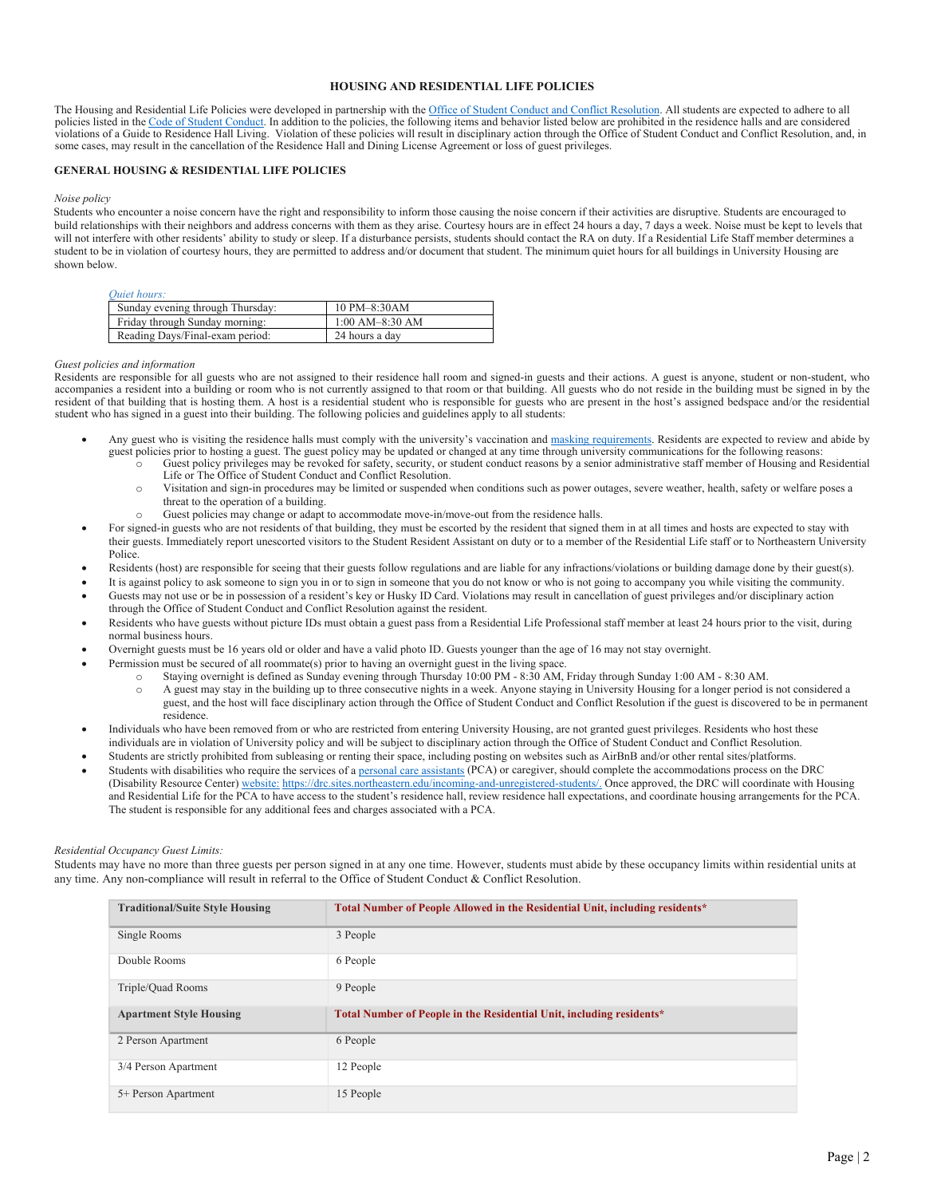## HOUSING AND RESIDENTIAL LIFE POLICIES

The Housing and Residential Life Policies were developed in partnership with the Office of Student Conduct and Conflict Resolution. All students are expected to adhere to all policies listed in the Code of Student Conduct. In addition to the policies, the following items and behavior listed below are prohibited in the residence halls and are considered violations of a Guide to Residence Hall Living. Violation of these policies will result in disciplinary action through the Office of Student Conduct and Conflict Resolution, and, in some cases, may result in the cancellation of the Residence Hall and Dining License Agreement or loss of guest privileges.

### GENERAL HOUSING & RESIDENTIAL LIFE POLICIES

*Noise policy*

Students who encounter a noise concern have the right and responsibility to inform those causing the noise concern if their activities are disruptive. Students are encouraged to build relationships with their neighbors and address concerns with them as they arise. Courtesy hours are in effect 24 hours a day, 7 days a week. Noise must be kept to levels that will not interfere with other residents' ability to study or sleep. If a disturbance persists, students should contact the RA on duty. If a Residential Life Staff member determines a student to be in violation of courtesy hours, they are permitted to address and/or document that student. The minimum quiet hours for all buildings in University Housing are shown below.

*Quiet hours:*

| | |
|---|---|
| Sunday evening through Thursday: | 10 PM–8:30AM |
| Friday through Sunday morning: | 1:00 AM–8:30 AM |
| Reading Days/Final-exam period: | 24 hours a day |

*Guest policies and information*

Residents are responsible for all guests who are not assigned to their residence hall room and signed-in guests and their actions. A guest is anyone, student or non-student, who accompanies a resident into a building or room who is not currently assigned to that room or that building. All guests who do not reside in the building must be signed in by the resident of that building that is hosting them. A host is a residential student who is responsible for guests who are present in the host's assigned bedspace and/or the residential student who has signed in a guest into their building. The following policies and guidelines apply to all students:

- Any guest who is visiting the residence halls must comply with the university's vaccination and masking requirements. Residents are expected to review and abide by guest policies prior to hosting a guest. The guest policy may be updated or changed at any time through university communications for the following reasons:
  - Guest policy privileges may be revoked for safety, security, or student conduct reasons by a senior administrative staff member of Housing and Residential Life or The Office of Student Conduct and Conflict Resolution.
  - Visitation and sign-in procedures may be limited or suspended when conditions such as power outages, severe weather, health, safety or welfare poses a threat to the operation of a building.
  - Guest policies may change or adapt to accommodate move-in/move-out from the residence halls.
- For signed-in guests who are not residents of that building, they must be escorted by the resident that signed them in at all times and hosts are expected to stay with their guests. Immediately report unescorted visitors to the Student Resident Assistant on duty or to a member of the Residential Life staff or to Northeastern University Police.
- Residents (host) are responsible for seeing that their guests follow regulations and are liable for any infractions/violations or building damage done by their guest(s).
- It is against policy to ask someone to sign you in or to sign in someone that you do not know or who is not going to accompany you while visiting the community.
- Guests may not use or be in possession of a resident's key or Husky ID Card. Violations may result in cancellation of guest privileges and/or disciplinary action through the Office of Student Conduct and Conflict Resolution against the resident.
- Residents who have guests without picture IDs must obtain a guest pass from a Residential Life Professional staff member at least 24 hours prior to the visit, during normal business hours.
- Overnight guests must be 16 years old or older and have a valid photo ID. Guests younger than the age of 16 may not stay overnight.
- Permission must be secured of all roommate(s) prior to having an overnight guest in the living space.
  - Staying overnight is defined as Sunday evening through Thursday 10:00 PM - 8:30 AM, Friday through Sunday 1:00 AM - 8:30 AM.
  - A guest may stay in the building up to three consecutive nights in a week. Anyone staying in University Housing for a longer period is not considered a guest, and the host will face disciplinary action through the Office of Student Conduct and Conflict Resolution if the guest is discovered to be in permanent residence.
- Individuals who have been removed from or who are restricted from entering University Housing, are not granted guest privileges. Residents who host these individuals are in violation of University policy and will be subject to disciplinary action through the Office of Student Conduct and Conflict Resolution.
- Students are strictly prohibited from subleasing or renting their space, including posting on websites such as AirBnB and/or other rental sites/platforms.
- Students with disabilities who require the services of a personal care assistants (PCA) or caregiver, should complete the accommodations process on the DRC (Disability Resource Center) website: https://drc.sites.northeastern.edu/incoming-and-unregistered-students/. Once approved, the DRC will coordinate with Housing and Residential Life for the PCA to have access to the student's residence hall, review residence hall expectations, and coordinate housing arrangements for the PCA. The student is responsible for any additional fees and charges associated with a PCA.

*Residential Occupancy Guest Limits:*

Students may have no more than three guests per person signed in at any one time. However, students must abide by these occupancy limits within residential units at any time. Any non-compliance will result in referral to the Office of Student Conduct & Conflict Resolution.

| **Traditional/Suite Style Housing** | **Total Number of People Allowed in the Residential Unit, including residents*** |
|---|---|
| Single Rooms | 3 People |
| Double Rooms | 6 People |
| Triple/Quad Rooms | 9 People |
| **Apartment Style Housing** | **Total Number of People in the Residential Unit, including residents*** |
| 2 Person Apartment | 6 People |
| 3/4 Person Apartment | 12 People |
| 5+ Person Apartment | 15 People |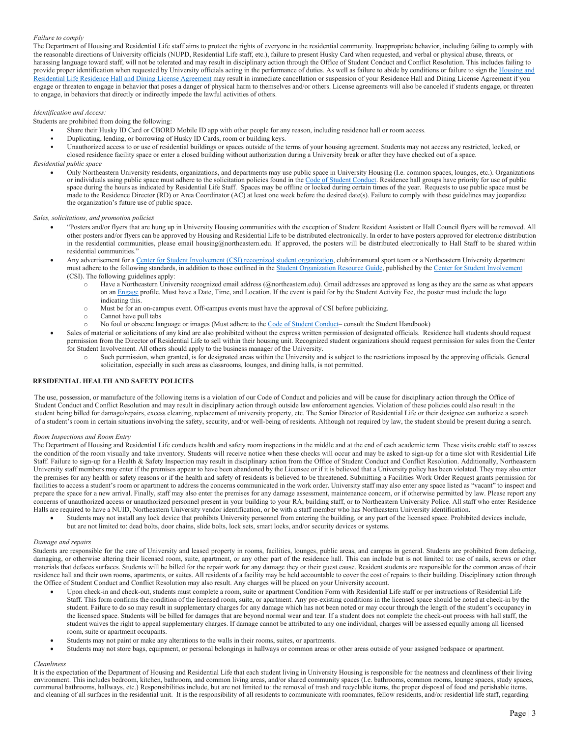*Failure to comply*

The Department of Housing and Residential Life staff aims to protect the rights of everyone in the residential community. Inappropriate behavior, including failing to comply with the reasonable directions of University officials (NUPD, Residential Life staff, etc.), failure to present Husky Card when requested, and verbal or physical abuse, threats, or harassing language toward staff, will not be tolerated and may result in disciplinary action through the Office of Student Conduct and Conflict Resolution. This includes failing to provide proper identification when requested by University officials acting in the performance of duties. As well as failure to abide by conditions or failure to sign the Housing and Residential Life Residence Hall and Dining License Agreement may result in immediate cancellation or suspension of your Residence Hall and Dining License Agreement if you engage or threaten to engage in behavior that poses a danger of physical harm to themselves and/or others. License agreements will also be canceled if students engage, or threaten to engage, in behaviors that directly or indirectly impede the lawful activities of others.

*Identification and Access:*

Students are prohibited from doing the following:

- Share their Husky ID Card or CBORD Mobile ID app with other people for any reason, including residence hall or room access.
- Duplicating, lending, or borrowing of Husky ID Cards, room or building keys.
- Unauthorized access to or use of residential buildings or spaces outside of the terms of your housing agreement. Students may not access any restricted, locked, or closed residence facility space or enter a closed building without authorization during a University break or after they have checked out of a space.

*Residential public space*

- Only Northeastern University residents, organizations, and departments may use public space in University Housing (I.e. common spaces, lounges, etc.). Organizations or individuals using public space must adhere to the solicitation policies found in the Code of Student Conduct. Residence hall groups have priority for use of public space during the hours as indicated by Residential Life Staff. Spaces may be offline or locked during certain times of the year. Requests to use public space must be made to the Residence Director (RD) or Area Coordinator (AC) at least one week before the desired date(s). Failure to comply with these guidelines may jeopardize the organization's future use of public space.

*Sales, solicitations, and promotion policies*

- "Posters and/or flyers that are hung up in University Housing communities with the exception of Student Resident Assistant or Hall Council flyers will be removed. All other posters and/or flyers can be approved by Housing and Residential Life to be distributed electronically. In order to have posters approved for electronic distribution in the residential communities, please email housing@northeastern.edu. If approved, the posters will be distributed electronically to Hall Staff to be shared within residential communities."
- Any advertisement for a Center for Student Involvement (CSI) recognized student organization, club/intramural sport team or a Northeastern University department must adhere to the following standards, in addition to those outlined in the Student Organization Resource Guide, published by the Center for Student Involvement (CSI). The following guidelines apply:
  - Have a Northeastern University recognized email address (@northeastern.edu). Gmail addresses are approved as long as they are the same as what appears on an Engage profile. Must have a Date, Time, and Location. If the event is paid for by the Student Activity Fee, the poster must include the logo indicating this.
  - Must be for an on-campus event. Off-campus events must have the approval of CSI before publicizing.
  - Cannot have pull tabs
  - No foul or obscene language or images (Must adhere to the Code of Student Conduct– consult the Student Handbook)
- Sales of material or solicitations of any kind are also prohibited without the express written permission of designated officials. Residence hall students should request permission from the Director of Residential Life to sell within their housing unit. Recognized student organizations should request permission for sales from the Center for Student Involvement. All others should apply to the business manager of the University.
  - Such permission, when granted, is for designated areas within the University and is subject to the restrictions imposed by the approving officials. General solicitation, especially in such areas as classrooms, lounges, and dining halls, is not permitted.

## RESIDENTIAL HEALTH AND SAFETY POLICIES

The use, possession, or manufacture of the following items is a violation of our Code of Conduct and policies and will be cause for disciplinary action through the Office of Student Conduct and Conflict Resolution and may result in disciplinary action through outside law enforcement agencies. Violation of these policies could also result in the student being billed for damage/repairs, excess cleaning, replacement of university property, etc. The Senior Director of Residential Life or their designee can authorize a search of a student's room in certain situations involving the safety, security, and/or well-being of residents. Although not required by law, the student should be present during a search.

*Room Inspections and Room Entry*

The Department of Housing and Residential Life conducts health and safety room inspections in the middle and at the end of each academic term. These visits enable staff to assess the condition of the room visually and take inventory. Students will receive notice when these checks will occur and may be asked to sign-up for a time slot with Residential Life Staff. Failure to sign-up for a Health & Safety Inspection may result in disciplinary action from the Office of Student Conduct and Conflict Resolution. Additionally, Northeastern University staff members may enter if the premises appear to have been abandoned by the Licensee or if it is believed that a University policy has been violated. They may also enter the premises for any health or safety reasons or if the health and safety of residents is believed to be threatened. Submitting a Facilities Work Order Request grants permission for facilities to access a student's room or apartment to address the concerns communicated in the work order. University staff may also enter any space listed as "vacant" to inspect and prepare the space for a new arrival. Finally, staff may also enter the premises for any damage assessment, maintenance concern, or if otherwise permitted by law. Please report any concerns of unauthorized access or unauthorized personnel present in your building to your RA, building staff, or to Northeastern University Police. All staff who enter Residence Halls are required to have a NUID, Northeastern University vendor identification, or be with a staff member who has Northeastern University identification.

- Students may not install any lock device that prohibits University personnel from entering the building, or any part of the licensed space. Prohibited devices include, but are not limited to: dead bolts, door chains, slide bolts, lock sets, smart locks, and/or security devices or systems.

*Damage and repairs*

Students are responsible for the care of University and leased property in rooms, facilities, lounges, public areas, and campus in general. Students are prohibited from defacing, damaging, or otherwise altering their licensed room, suite, apartment, or any other part of the residence hall. This can include but is not limited to: use of nails, screws or other materials that defaces surfaces. Students will be billed for the repair work for any damage they or their guest cause. Resident students are responsible for the common areas of their residence hall and their own rooms, apartments, or suites. All residents of a facility may be held accountable to cover the cost of repairs to their building. Disciplinary action through the Office of Student Conduct and Conflict Resolution may also result. Any charges will be placed on your University account.

- Upon check-in and check-out, students must complete a room, suite or apartment Condition Form with Residential Life staff or per instructions of Residential Life Staff. This form confirms the condition of the licensed room, suite, or apartment. Any pre-existing conditions in the licensed space should be noted at check-in by the student. Failure to do so may result in supplementary charges for any damage which has not been noted or may occur through the length of the student's occupancy in the licensed space. Students will be billed for damages that are beyond normal wear and tear. If a student does not complete the check-out process with hall staff, the student waives the right to appeal supplementary charges. If damage cannot be attributed to any one individual, charges will be assessed equally among all licensed room, suite or apartment occupants.
- Students may not paint or make any alterations to the walls in their rooms, suites, or apartments.
- Students may not store bags, equipment, or personal belongings in hallways or common areas or other areas outside of your assigned bedspace or apartment.

*Cleanliness*

It is the expectation of the Department of Housing and Residential Life that each student living in University Housing is responsible for the neatness and cleanliness of their living environment. This includes bedroom, kitchen, bathroom, and common living areas, and/or shared community spaces (I.e. bathrooms, common rooms, lounge spaces, study spaces, communal bathrooms, hallways, etc.) Responsibilities include, but are not limited to: the removal of trash and recyclable items, the proper disposal of food and perishable items, and cleaning of all surfaces in the residential unit. It is the responsibility of all residents to communicate with roommates, fellow residents, and/or residential life staff, regarding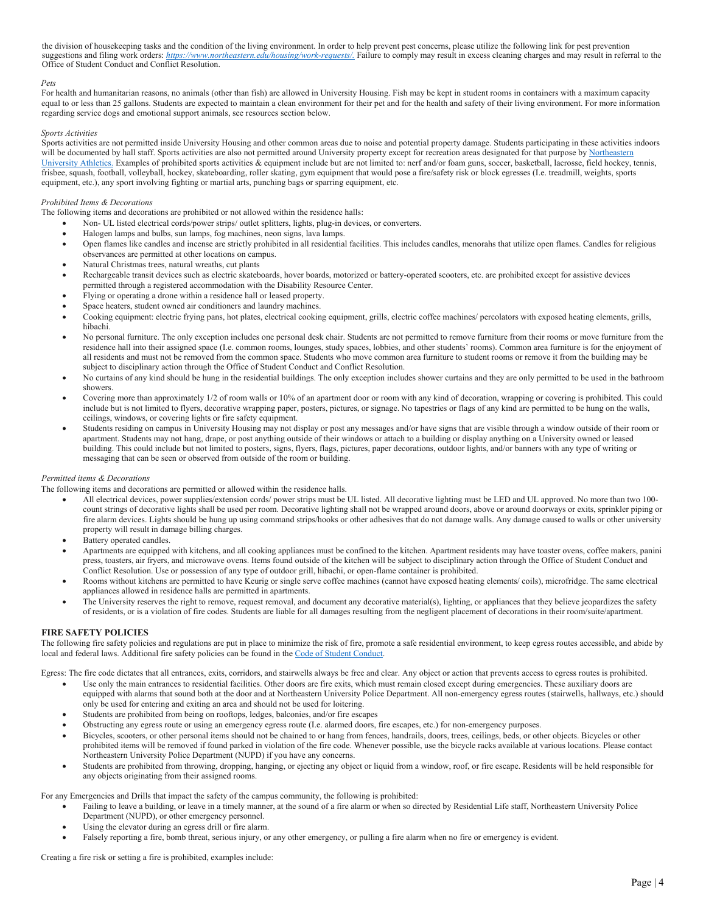the division of housekeeping tasks and the condition of the living environment. In order to help prevent pest concerns, please utilize the following link for pest prevention suggestions and filing work orders: [https://www.northeastern.edu/housing/work-requests/.](https://www.northeastern.edu/housing/work-requests/) Failure to comply may result in excess cleaning charges and may result in referral to the Office of Student Conduct and Conflict Resolution.

*Pets*

For health and humanitarian reasons, no animals (other than fish) are allowed in University Housing. Fish may be kept in student rooms in containers with a maximum capacity equal to or less than 25 gallons. Students are expected to maintain a clean environment for their pet and for the health and safety of their living environment. For more information regarding service dogs and emotional support animals, see resources section below.

*Sports Activities*

Sports activities are not permitted inside University Housing and other common areas due to noise and potential property damage. Students participating in these activities indoors will be documented by hall staff. Sports activities are also not permitted around University property except for recreation areas designated for that purpose by Northeastern University Athletics. Examples of prohibited sports activities & equipment include but are not limited to: nerf and/or foam guns, soccer, basketball, lacrosse, field hockey, tennis, frisbee, squash, football, volleyball, hockey, skateboarding, roller skating, gym equipment that would pose a fire/safety risk or block egresses (I.e. treadmill, weights, sports equipment, etc.), any sport involving fighting or martial arts, punching bags or sparring equipment, etc.

*Prohibited Items & Decorations*

The following items and decorations are prohibited or not allowed within the residence halls:

- Non- UL listed electrical cords/power strips/ outlet splitters, lights, plug-in devices, or converters.
- Halogen lamps and bulbs, sun lamps, fog machines, neon signs, lava lamps.
- Open flames like candles and incense are strictly prohibited in all residential facilities. This includes candles, menorahs that utilize open flames. Candles for religious observances are permitted at other locations on campus.
- Natural Christmas trees, natural wreaths, cut plants
- Rechargeable transit devices such as electric skateboards, hover boards, motorized or battery-operated scooters, etc. are prohibited except for assistive devices permitted through a registered accommodation with the Disability Resource Center.
- Flying or operating a drone within a residence hall or leased property.
- Space heaters, student owned air conditioners and laundry machines.
- Cooking equipment: electric frying pans, hot plates, electrical cooking equipment, grills, electric coffee machines/ percolators with exposed heating elements, grills, hibachi.
- No personal furniture. The only exception includes one personal desk chair. Students are not permitted to remove furniture from their rooms or move furniture from the residence hall into their assigned space (I.e. common rooms, lounges, study spaces, lobbies, and other students' rooms). Common area furniture is for the enjoyment of all residents and must not be removed from the common space. Students who move common area furniture to student rooms or remove it from the building may be subject to disciplinary action through the Office of Student Conduct and Conflict Resolution.
- No curtains of any kind should be hung in the residential buildings. The only exception includes shower curtains and they are only permitted to be used in the bathroom showers.
- Covering more than approximately 1/2 of room walls or 10% of an apartment door or room with any kind of decoration, wrapping or covering is prohibited. This could include but is not limited to flyers, decorative wrapping paper, posters, pictures, or signage. No tapestries or flags of any kind are permitted to be hung on the walls, ceilings, windows, or covering lights or fire safety equipment.
- Students residing on campus in University Housing may not display or post any messages and/or have signs that are visible through a window outside of their room or apartment. Students may not hang, drape, or post anything outside of their windows or attach to a building or display anything on a University owned or leased building. This could include but not limited to posters, signs, flyers, flags, pictures, paper decorations, outdoor lights, and/or banners with any type of writing or messaging that can be seen or observed from outside of the room or building.

*Permitted items & Decorations*

The following items and decorations are permitted or allowed within the residence halls.

- All electrical devices, power supplies/extension cords/ power strips must be UL listed. All decorative lighting must be LED and UL approved. No more than two 100-count strings of decorative lights shall be used per room. Decorative lighting shall not be wrapped around doors, above or around doorways or exits, sprinkler piping or fire alarm devices. Lights should be hung up using command strips/hooks or other adhesives that do not damage walls. Any damage caused to walls or other university property will result in damage billing charges.
- Battery operated candles.
- Apartments are equipped with kitchens, and all cooking appliances must be confined to the kitchen. Apartment residents may have toaster ovens, coffee makers, panini press, toasters, air fryers, and microwave ovens. Items found outside of the kitchen will be subject to disciplinary action through the Office of Student Conduct and Conflict Resolution. Use or possession of any type of outdoor grill, hibachi, or open-flame container is prohibited.
- Rooms without kitchens are permitted to have Keurig or single serve coffee machines (cannot have exposed heating elements/ coils), microfridge. The same electrical appliances allowed in residence halls are permitted in apartments.
- The University reserves the right to remove, request removal, and document any decorative material(s), lighting, or appliances that they believe jeopardizes the safety of residents, or is a violation of fire codes. Students are liable for all damages resulting from the negligent placement of decorations in their room/suite/apartment.

## FIRE SAFETY POLICIES

The following fire safety policies and regulations are put in place to minimize the risk of fire, promote a safe residential environment, to keep egress routes accessible, and abide by local and federal laws. Additional fire safety policies can be found in the Code of Student Conduct.

Egress: The fire code dictates that all entrances, exits, corridors, and stairwells always be free and clear. Any object or action that prevents access to egress routes is prohibited.

- Use only the main entrances to residential facilities. Other doors are fire exits, which must remain closed except during emergencies. These auxiliary doors are equipped with alarms that sound both at the door and at Northeastern University Police Department. All non-emergency egress routes (stairwells, hallways, etc.) should only be used for entering and exiting an area and should not be used for loitering.
- Students are prohibited from being on rooftops, ledges, balconies, and/or fire escapes
- Obstructing any egress route or using an emergency egress route (I.e. alarmed doors, fire escapes, etc.) for non-emergency purposes.
- Bicycles, scooters, or other personal items should not be chained to or hang from fences, handrails, doors, trees, ceilings, beds, or other objects. Bicycles or other prohibited items will be removed if found parked in violation of the fire code. Whenever possible, use the bicycle racks available at various locations. Please contact Northeastern University Police Department (NUPD) if you have any concerns.
- Students are prohibited from throwing, dropping, hanging, or ejecting any object or liquid from a window, roof, or fire escape. Residents will be held responsible for any objects originating from their assigned rooms.

For any Emergencies and Drills that impact the safety of the campus community, the following is prohibited:

- Failing to leave a building, or leave in a timely manner, at the sound of a fire alarm or when so directed by Residential Life staff, Northeastern University Police Department (NUPD), or other emergency personnel.
- Using the elevator during an egress drill or fire alarm.
- Falsely reporting a fire, bomb threat, serious injury, or any other emergency, or pulling a fire alarm when no fire or emergency is evident.

Creating a fire risk or setting a fire is prohibited, examples include: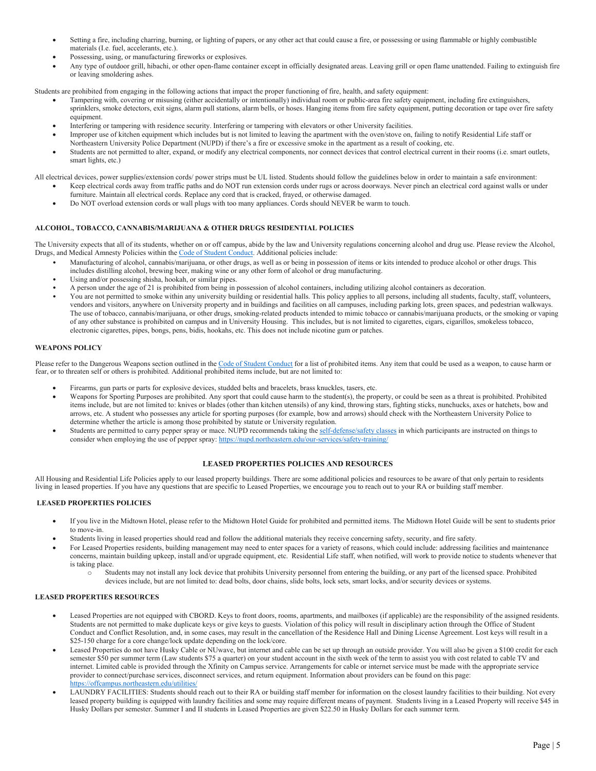- Setting a fire, including charring, burning, or lighting of papers, or any other act that could cause a fire, or possessing or using flammable or highly combustible materials (I.e. fuel, accelerants, etc.).
- Possessing, using, or manufacturing fireworks or explosives.
- Any type of outdoor grill, hibachi, or other open-flame container except in officially designated areas. Leaving grill or open flame unattended. Failing to extinguish fire or leaving smoldering ashes.

Students are prohibited from engaging in the following actions that impact the proper functioning of fire, health, and safety equipment:

- Tampering with, covering or misusing (either accidentally or intentionally) individual room or public-area fire safety equipment, including fire extinguishers, sprinklers, smoke detectors, exit signs, alarm pull stations, alarm bells, or hoses. Hanging items from fire safety equipment, putting decoration or tape over fire safety equipment.
- Interfering or tampering with residence security. Interfering or tampering with elevators or other University facilities.
- Improper use of kitchen equipment which includes but is not limited to leaving the apartment with the oven/stove on, failing to notify Residential Life staff or Northeastern University Police Department (NUPD) if there's a fire or excessive smoke in the apartment as a result of cooking, etc.
- Students are not permitted to alter, expand, or modify any electrical components, nor connect devices that control electrical current in their rooms (i.e. smart outlets, smart lights, etc.)

All electrical devices, power supplies/extension cords/ power strips must be UL listed. Students should follow the guidelines below in order to maintain a safe environment:

- Keep electrical cords away from traffic paths and do NOT run extension cords under rugs or across doorways. Never pinch an electrical cord against walls or under furniture. Maintain all electrical cords. Replace any cord that is cracked, frayed, or otherwise damaged.
- Do NOT overload extension cords or wall plugs with too many appliances. Cords should NEVER be warm to touch.

### ALCOHOL, TOBACCO, CANNABIS/MARIJUANA & OTHER DRUGS RESIDENTIAL POLICIES

The University expects that all of its students, whether on or off campus, abide by the law and University regulations concerning alcohol and drug use. Please review the Alcohol, Drugs, and Medical Amnesty Policies within the Code of Student Conduct. Additional policies include:

- Manufacturing of alcohol, cannabis/marijuana, or other drugs, as well as or being in possession of items or kits intended to produce alcohol or other drugs. This includes distilling alcohol, brewing beer, making wine or any other form of alcohol or drug manufacturing.
- Using and/or possessing shisha, hookah, or similar pipes.
- A person under the age of 21 is prohibited from being in possession of alcohol containers, including utilizing alcohol containers as decoration.
- You are not permitted to smoke within any university building or residential halls. This policy applies to all persons, including all students, faculty, staff, volunteers, vendors and visitors, anywhere on University property and in buildings and facilities on all campuses, including parking lots, green spaces, and pedestrian walkways. The use of tobacco, cannabis/marijuana, or other drugs, smoking-related products intended to mimic tobacco or cannabis/marijuana products, or the smoking or vaping of any other substance is prohibited on campus and in University Housing. This includes, but is not limited to cigarettes, cigars, cigarillos, smokeless tobacco, electronic cigarettes, pipes, bongs, pens, bidis, hookahs, etc. This does not include nicotine gum or patches.

### WEAPONS POLICY

Please refer to the Dangerous Weapons section outlined in the Code of Student Conduct for a list of prohibited items. Any item that could be used as a weapon, to cause harm or fear, or to threaten self or others is prohibited. Additional prohibited items include, but are not limited to:

- Firearms, gun parts or parts for explosive devices, studded belts and bracelets, brass knuckles, tasers, etc.
- Weapons for Sporting Purposes are prohibited. Any sport that could cause harm to the student(s), the property, or could be seen as a threat is prohibited. Prohibited items include, but are not limited to: knives or blades (other than kitchen utensils) of any kind, throwing stars, fighting sticks, nunchucks, axes or hatchets, bow and arrows, etc. A student who possesses any article for sporting purposes (for example, bow and arrows) should check with the Northeastern University Police to determine whether the article is among those prohibited by statute or University regulation.
- Students are permitted to carry pepper spray or mace. NUPD recommends taking the self-defense/safety classes in which participants are instructed on things to consider when employing the use of pepper spray: https://nupd.northeastern.edu/our-services/safety-training/

## LEASED PROPERTIES POLICIES AND RESOURCES

All Housing and Residential Life Policies apply to our leased property buildings. There are some additional policies and resources to be aware of that only pertain to residents living in leased properties. If you have any questions that are specific to Leased Properties, we encourage you to reach out to your RA or building staff member.

### LEASED PROPERTIES POLICIES

- If you live in the Midtown Hotel, please refer to the Midtown Hotel Guide for prohibited and permitted items. The Midtown Hotel Guide will be sent to students prior to move-in.
- Students living in leased properties should read and follow the additional materials they receive concerning safety, security, and fire safety.
- For Leased Properties residents, building management may need to enter spaces for a variety of reasons, which could include: addressing facilities and maintenance concerns, maintain building upkeep, install and/or upgrade equipment, etc. Residential Life staff, when notified, will work to provide notice to students whenever that is taking place.
  - Students may not install any lock device that prohibits University personnel from entering the building, or any part of the licensed space. Prohibited devices include, but are not limited to: dead bolts, door chains, slide bolts, lock sets, smart locks, and/or security devices or systems.

### LEASED PROPERTIES RESOURCES

- Leased Properties are not equipped with CBORD. Keys to front doors, rooms, apartments, and mailboxes (if applicable) are the responsibility of the assigned residents. Students are not permitted to make duplicate keys or give keys to guests. Violation of this policy will result in disciplinary action through the Office of Student Conduct and Conflict Resolution, and, in some cases, may result in the cancellation of the Residence Hall and Dining License Agreement. Lost keys will result in a $25-150 charge for a core change/lock update depending on the lock/core.
- Leased Properties do not have Husky Cable or NUwave, but internet and cable can be set up through an outside provider. You will also be given a $100 credit for each semester $50 per summer term (Law students $75 a quarter) on your student account in the sixth week of the term to assist you with cost related to cable TV and internet. Limited cable is provided through the Xfinity on Campus service. Arrangements for cable or internet service must be made with the appropriate service provider to connect/purchase services, disconnect services, and return equipment. Information about providers can be found on this page: https://offcampus.northeastern.edu/utilities/
- LAUNDRY FACILITIES: Students should reach out to their RA or building staff member for information on the closest laundry facilities to their building. Not every leased property building is equipped with laundry facilities and some may require different means of payment. Students living in a Leased Property will receive $45 in Husky Dollars per semester. Summer I and II students in Leased Properties are given $22.50 in Husky Dollars for each summer term.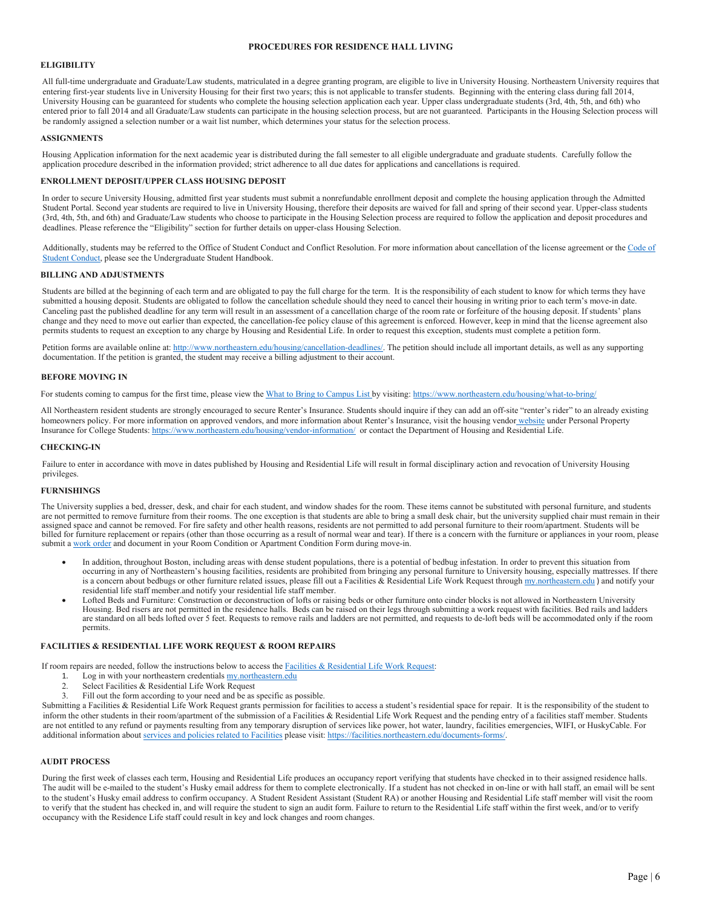# PROCEDURES FOR RESIDENCE HALL LIVING

## ELIGIBILITY

All full-time undergraduate and Graduate/Law students, matriculated in a degree granting program, are eligible to live in University Housing. Northeastern University requires that entering first-year students live in University Housing for their first two years; this is not applicable to transfer students. Beginning with the entering class during fall 2014, University Housing can be guaranteed for students who complete the housing selection application each year. Upper class undergraduate students (3rd, 4th, 5th, and 6th) who entered prior to fall 2014 and all Graduate/Law students can participate in the housing selection process, but are not guaranteed. Participants in the Housing Selection process will be randomly assigned a selection number or a wait list number, which determines your status for the selection process.

## ASSIGNMENTS

Housing Application information for the next academic year is distributed during the fall semester to all eligible undergraduate and graduate students. Carefully follow the application procedure described in the information provided; strict adherence to all due dates for applications and cancellations is required.

## ENROLLMENT DEPOSIT/UPPER CLASS HOUSING DEPOSIT

In order to secure University Housing, admitted first year students must submit a nonrefundable enrollment deposit and complete the housing application through the Admitted Student Portal. Second year students are required to live in University Housing, therefore their deposits are waived for fall and spring of their second year. Upper-class students (3rd, 4th, 5th, and 6th) and Graduate/Law students who choose to participate in the Housing Selection process are required to follow the application and deposit procedures and deadlines. Please reference the "Eligibility" section for further details on upper-class Housing Selection.

Additionally, students may be referred to the Office of Student Conduct and Conflict Resolution. For more information about cancellation of the license agreement or the Code of Student Conduct, please see the Undergraduate Student Handbook.

## BILLING AND ADJUSTMENTS

Students are billed at the beginning of each term and are obligated to pay the full charge for the term. It is the responsibility of each student to know for which terms they have submitted a housing deposit. Students are obligated to follow the cancellation schedule should they need to cancel their housing in writing prior to each term's move-in date. Canceling past the published deadline for any term will result in an assessment of a cancellation charge of the room rate or forfeiture of the housing deposit. If students' plans change and they need to move out earlier than expected, the cancellation-fee policy clause of this agreement is enforced. However, keep in mind that the license agreement also permits students to request an exception to any charge by Housing and Residential Life. In order to request this exception, students must complete a petition form.

Petition forms are available online at: http://www.northeastern.edu/housing/cancellation-deadlines/. The petition should include all important details, as well as any supporting documentation. If the petition is granted, the student may receive a billing adjustment to their account.

## BEFORE MOVING IN

For students coming to campus for the first time, please view the What to Bring to Campus List by visiting: https://www.northeastern.edu/housing/what-to-bring/

All Northeastern resident students are strongly encouraged to secure Renter's Insurance. Students should inquire if they can add an off-site "renter's rider" to an already existing homeowners policy. For more information on approved vendors, and more information about Renter's Insurance, visit the housing vendor website under Personal Property Insurance for College Students: https://www.northeastern.edu/housing/vendor-information/ or contact the Department of Housing and Residential Life.

## CHECKING-IN

Failure to enter in accordance with move in dates published by Housing and Residential Life will result in formal disciplinary action and revocation of University Housing privileges.

## FURNISHINGS

The University supplies a bed, dresser, desk, and chair for each student, and window shades for the room. These items cannot be substituted with personal furniture, and students are not permitted to remove furniture from their rooms. The one exception is that students are able to bring a small desk chair, but the university supplied chair must remain in their assigned space and cannot be removed. For fire safety and other health reasons, residents are not permitted to add personal furniture to their room/apartment. Students will be billed for furniture replacement or repairs (other than those occurring as a result of normal wear and tear). If there is a concern with the furniture or appliances in your room, please submit a work order and document in your Room Condition or Apartment Condition Form during move-in.

- In addition, throughout Boston, including areas with dense student populations, there is a potential of bedbug infestation. In order to prevent this situation from occurring in any of Northeastern's housing facilities, residents are prohibited from bringing any personal furniture to University housing, especially mattresses. If there is a concern about bedbugs or other furniture related issues, please fill out a Facilities & Residential Life Work Request through my.northeastern.edu ) and notify your residential life staff member.and notify your residential life staff member.
- Lofted Beds and Furniture: Construction or deconstruction of lofts or raising beds or other furniture onto cinder blocks is not allowed in Northeastern University Housing. Bed risers are not permitted in the residence halls. Beds can be raised on their legs through submitting a work request with facilities. Bed rails and ladders are standard on all beds lofted over 5 feet. Requests to remove rails and ladders are not permitted, and requests to de-loft beds will be accommodated only if the room permits.

## FACILITIES & RESIDENTIAL LIFE WORK REQUEST & ROOM REPAIRS

If room repairs are needed, follow the instructions below to access the Facilities & Residential Life Work Request:

1. Log in with your northeastern credentials my.northeastern.edu
2. Select Facilities & Residential Life Work Request
3. Fill out the form according to your need and be as specific as possible.

Submitting a Facilities & Residential Life Work Request grants permission for facilities to access a student's residential space for repair. It is the responsibility of the student to inform the other students in their room/apartment of the submission of a Facilities & Residential Life Work Request and the pending entry of a facilities staff member. Students are not entitled to any refund or payments resulting from any temporary disruption of services like power, hot water, laundry, facilities emergencies, WIFI, or HuskyCable. For additional information about services and policies related to Facilities please visit: https://facilities.northeastern.edu/documents-forms/.

## AUDIT PROCESS

During the first week of classes each term, Housing and Residential Life produces an occupancy report verifying that students have checked in to their assigned residence halls. The audit will be e-mailed to the student's Husky email address for them to complete electronically. If a student has not checked in on-line or with hall staff, an email will be sent to the student's Husky email address to confirm occupancy. A Student Resident Assistant (Student RA) or another Housing and Residential Life staff member will visit the room to verify that the student has checked in, and will require the student to sign an audit form. Failure to return to the Residential Life staff within the first week, and/or to verify occupancy with the Residence Life staff could result in key and lock changes and room changes.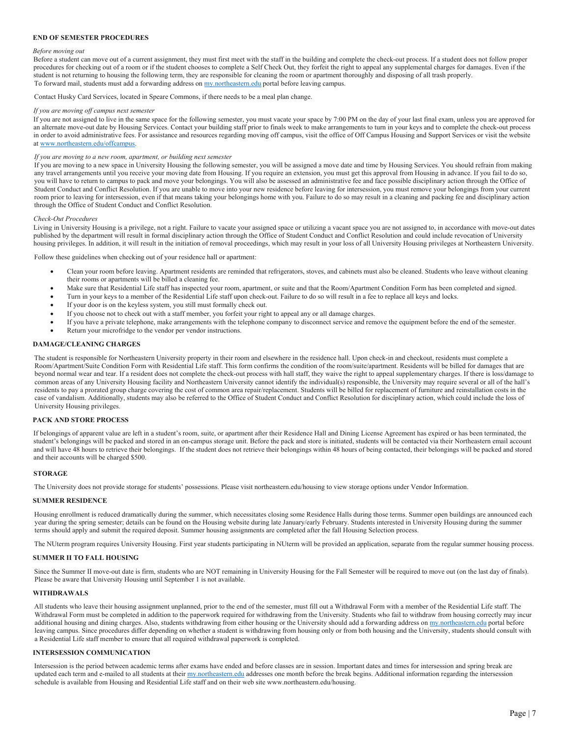## END OF SEMESTER PROCEDURES

*Before moving out*

Before a student can move out of a current assignment, they must first meet with the staff in the building and complete the check-out process. If a student does not follow proper procedures for checking out of a room or if the student chooses to complete a Self Check Out, they forfeit the right to appeal any supplemental charges for damages. Even if the student is not returning to housing the following term, they are responsible for cleaning the room or apartment thoroughly and disposing of all trash properly.
To forward mail, students must add a forwarding address on my.northeastern.edu portal before leaving campus.

Contact Husky Card Services, located in Speare Commons, if there needs to be a meal plan change.

*If you are moving off campus next semester*

If you are not assigned to live in the same space for the following semester, you must vacate your space by 7:00 PM on the day of your last final exam, unless you are approved for an alternate move-out date by Housing Services. Contact your building staff prior to finals week to make arrangements to turn in your keys and to complete the check-out process in order to avoid administrative fees. For assistance and resources regarding moving off campus, visit the office of Off Campus Housing and Support Services or visit the website at www.northeastern.edu/offcampus.

*If you are moving to a new room, apartment, or building next semester*

If you are moving to a new space in University Housing the following semester, you will be assigned a move date and time by Housing Services. You should refrain from making any travel arrangements until you receive your moving date from Housing. If you require an extension, you must get this approval from Housing in advance. If you fail to do so, you will have to return to campus to pack and move your belongings. You will also be assessed an administrative fee and face possible disciplinary action through the Office of Student Conduct and Conflict Resolution. If you are unable to move into your new residence before leaving for intersession, you must remove your belongings from your current room prior to leaving for intersession, even if that means taking your belongings home with you. Failure to do so may result in a cleaning and packing fee and disciplinary action through the Office of Student Conduct and Conflict Resolution.

*Check-Out Procedures*

Living in University Housing is a privilege, not a right. Failure to vacate your assigned space or utilizing a vacant space you are not assigned to, in accordance with move-out dates published by the department will result in formal disciplinary action through the Office of Student Conduct and Conflict Resolution and could include revocation of University housing privileges. In addition, it will result in the initiation of removal proceedings, which may result in your loss of all University Housing privileges at Northeastern University.

Follow these guidelines when checking out of your residence hall or apartment:

- Clean your room before leaving. Apartment residents are reminded that refrigerators, stoves, and cabinets must also be cleaned. Students who leave without cleaning their rooms or apartments will be billed a cleaning fee.
- Make sure that Residential Life staff has inspected your room, apartment, or suite and that the Room/Apartment Condition Form has been completed and signed.
- Turn in your keys to a member of the Residential Life staff upon check-out. Failure to do so will result in a fee to replace all keys and locks.
- If your door is on the keyless system, you still must formally check out.
- If you choose not to check out with a staff member, you forfeit your right to appeal any or all damage charges.
- If you have a private telephone, make arrangements with the telephone company to disconnect service and remove the equipment before the end of the semester.
- Return your microfridge to the vendor per vendor instructions.

## DAMAGE/CLEANING CHARGES

The student is responsible for Northeastern University property in their room and elsewhere in the residence hall. Upon check-in and checkout, residents must complete a Room/Apartment/Suite Condition Form with Residential Life staff. This form confirms the condition of the room/suite/apartment. Residents will be billed for damages that are beyond normal wear and tear. If a resident does not complete the check-out process with hall staff, they waive the right to appeal supplementary charges. If there is loss/damage to common areas of any University Housing facility and Northeastern University cannot identify the individual(s) responsible, the University may require several or all of the hall's residents to pay a prorated group charge covering the cost of common area repair/replacement. Students will be billed for replacement of furniture and reinstallation costs in the case of vandalism. Additionally, students may also be referred to the Office of Student Conduct and Conflict Resolution for disciplinary action, which could include the loss of University Housing privileges.

## PACK AND STORE PROCESS

If belongings of apparent value are left in a student's room, suite, or apartment after their Residence Hall and Dining License Agreement has expired or has been terminated, the student's belongings will be packed and stored in an on-campus storage unit. Before the pack and store is initiated, students will be contacted via their Northeastern email account and will have 48 hours to retrieve their belongings. If the student does not retrieve their belongings within 48 hours of being contacted, their belongings will be packed and stored and their accounts will be charged $500.

## STORAGE

The University does not provide storage for students' possessions. Please visit northeastern.edu/housing to view storage options under Vendor Information.

## SUMMER RESIDENCE

Housing enrollment is reduced dramatically during the summer, which necessitates closing some Residence Halls during those terms. Summer open buildings are announced each year during the spring semester; details can be found on the Housing website during late January/early February. Students interested in University Housing during the summer terms should apply and submit the required deposit. Summer housing assignments are completed after the fall Housing Selection process.

The NUterm program requires University Housing. First year students participating in NUterm will be provided an application, separate from the regular summer housing process.

## SUMMER II TO FALL HOUSING

Since the Summer II move-out date is firm, students who are NOT remaining in University Housing for the Fall Semester will be required to move out (on the last day of finals). Please be aware that University Housing until September 1 is not available.

## WITHDRAWALS

All students who leave their housing assignment unplanned, prior to the end of the semester, must fill out a Withdrawal Form with a member of the Residential Life staff. The Withdrawal Form must be completed in addition to the paperwork required for withdrawing from the University. Students who fail to withdraw from housing correctly may incur additional housing and dining charges. Also, students withdrawing from either housing or the University should add a forwarding address on my.northeastern.edu portal before leaving campus. Since procedures differ depending on whether a student is withdrawing from housing only or from both housing and the University, students should consult with a Residential Life staff member to ensure that all required withdrawal paperwork is completed.

## INTERSESSION COMMUNICATION

Intersession is the period between academic terms after exams have ended and before classes are in session. Important dates and times for intersession and spring break are updated each term and e-mailed to all students at their my.northeastern.edu addresses one month before the break begins. Additional information regarding the intersession schedule is available from Housing and Residential Life staff and on their web site www.northeastern.edu/housing.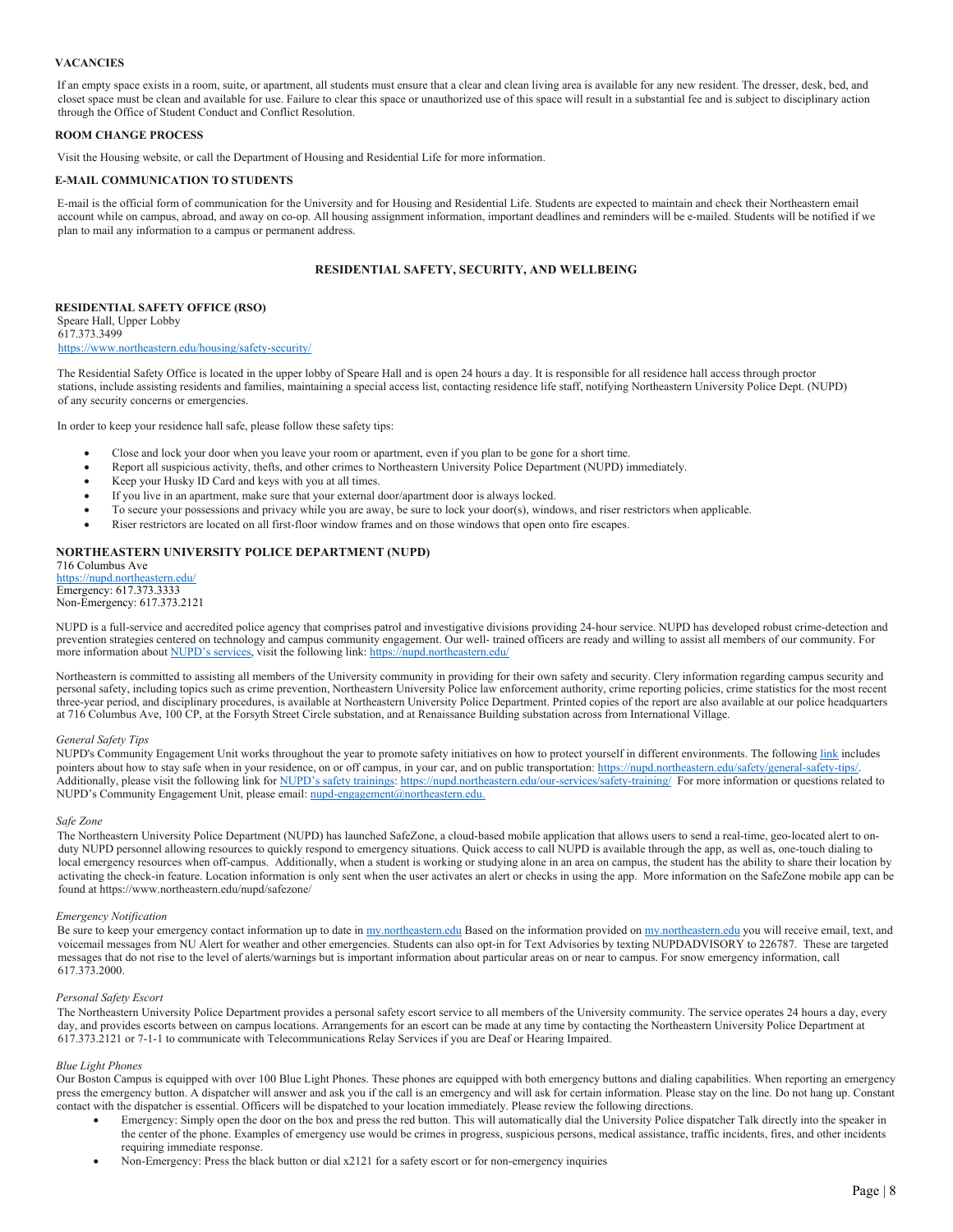### VACANCIES

If an empty space exists in a room, suite, or apartment, all students must ensure that a clear and clean living area is available for any new resident. The dresser, desk, bed, and closet space must be clean and available for use. Failure to clear this space or unauthorized use of this space will result in a substantial fee and is subject to disciplinary action through the Office of Student Conduct and Conflict Resolution.

### ROOM CHANGE PROCESS

Visit the Housing website, or call the Department of Housing and Residential Life for more information.

### E-MAIL COMMUNICATION TO STUDENTS

E-mail is the official form of communication for the University and for Housing and Residential Life. Students are expected to maintain and check their Northeastern email account while on campus, abroad, and away on co-op. All housing assignment information, important deadlines and reminders will be e-mailed. Students will be notified if we plan to mail any information to a campus or permanent address.

## RESIDENTIAL SAFETY, SECURITY, AND WELLBEING

### RESIDENTIAL SAFETY OFFICE (RSO)

Speare Hall, Upper Lobby
617.373.3499
https://www.northeastern.edu/housing/safety-security/

The Residential Safety Office is located in the upper lobby of Speare Hall and is open 24 hours a day. It is responsible for all residence hall access through proctor stations, include assisting residents and families, maintaining a special access list, contacting residence life staff, notifying Northeastern University Police Dept. (NUPD) of any security concerns or emergencies.

In order to keep your residence hall safe, please follow these safety tips:

- Close and lock your door when you leave your room or apartment, even if you plan to be gone for a short time.
- Report all suspicious activity, thefts, and other crimes to Northeastern University Police Department (NUPD) immediately.
- Keep your Husky ID Card and keys with you at all times.
- If you live in an apartment, make sure that your external door/apartment door is always locked.
- To secure your possessions and privacy while you are away, be sure to lock your door(s), windows, and riser restrictors when applicable.
- Riser restrictors are located on all first-floor window frames and on those windows that open onto fire escapes.

### NORTHEASTERN UNIVERSITY POLICE DEPARTMENT (NUPD)

716 Columbus Ave
https://nupd.northeastern.edu/
Emergency: 617.373.3333
Non-Emergency: 617.373.2121

NUPD is a full-service and accredited police agency that comprises patrol and investigative divisions providing 24-hour service. NUPD has developed robust crime-detection and prevention strategies centered on technology and campus community engagement. Our well- trained officers are ready and willing to assist all members of our community. For more information about NUPD's services, visit the following link: https://nupd.northeastern.edu/

Northeastern is committed to assisting all members of the University community in providing for their own safety and security. Clery information regarding campus security and personal safety, including topics such as crime prevention, Northeastern University Police law enforcement authority, crime reporting policies, crime statistics for the most recent three-year period, and disciplinary procedures, is available at Northeastern University Police Department. Printed copies of the report are also available at our police headquarters at 716 Columbus Ave, 100 CP, at the Forsyth Street Circle substation, and at Renaissance Building substation across from International Village.

*General Safety Tips*

NUPD's Community Engagement Unit works throughout the year to promote safety initiatives on how to protect yourself in different environments. The following link includes pointers about how to stay safe when in your residence, on or off campus, in your car, and on public transportation: https://nupd.northeastern.edu/safety/general-safety-tips/. Additionally, please visit the following link for NUPD's safety trainings: https://nupd.northeastern.edu/our-services/safety-training/ For more information or questions related to NUPD's Community Engagement Unit, please email: nupd-engagement@northeastern.edu.

*Safe Zone*

The Northeastern University Police Department (NUPD) has launched SafeZone, a cloud-based mobile application that allows users to send a real-time, geo-located alert to on-duty NUPD personnel allowing resources to quickly respond to emergency situations. Quick access to call NUPD is available through the app, as well as, one-touch dialing to local emergency resources when off-campus. Additionally, when a student is working or studying alone in an area on campus, the student has the ability to share their location by activating the check-in feature. Location information is only sent when the user activates an alert or checks in using the app. More information on the SafeZone mobile app can be found at https://www.northeastern.edu/nupd/safezone/

*Emergency Notification*

Be sure to keep your emergency contact information up to date in my.northeastern.edu Based on the information provided on my.northeastern.edu you will receive email, text, and voicemail messages from NU Alert for weather and other emergencies. Students can also opt-in for Text Advisories by texting NUPDADVISORY to 226787. These are targeted messages that do not rise to the level of alerts/warnings but is important information about particular areas on or near to campus. For snow emergency information, call 617.373.2000.

*Personal Safety Escort*

The Northeastern University Police Department provides a personal safety escort service to all members of the University community. The service operates 24 hours a day, every day, and provides escorts between on campus locations. Arrangements for an escort can be made at any time by contacting the Northeastern University Police Department at 617.373.2121 or 7-1-1 to communicate with Telecommunications Relay Services if you are Deaf or Hearing Impaired.

*Blue Light Phones*

Our Boston Campus is equipped with over 100 Blue Light Phones. These phones are equipped with both emergency buttons and dialing capabilities. When reporting an emergency press the emergency button. A dispatcher will answer and ask you if the call is an emergency and will ask for certain information. Please stay on the line. Do not hang up. Constant contact with the dispatcher is essential. Officers will be dispatched to your location immediately. Please review the following directions.

- Emergency: Simply open the door on the box and press the red button. This will automatically dial the University Police dispatcher Talk directly into the speaker in the center of the phone. Examples of emergency use would be crimes in progress, suspicious persons, medical assistance, traffic incidents, fires, and other incidents requiring immediate response.
- Non-Emergency: Press the black button or dial x2121 for a safety escort or for non-emergency inquiries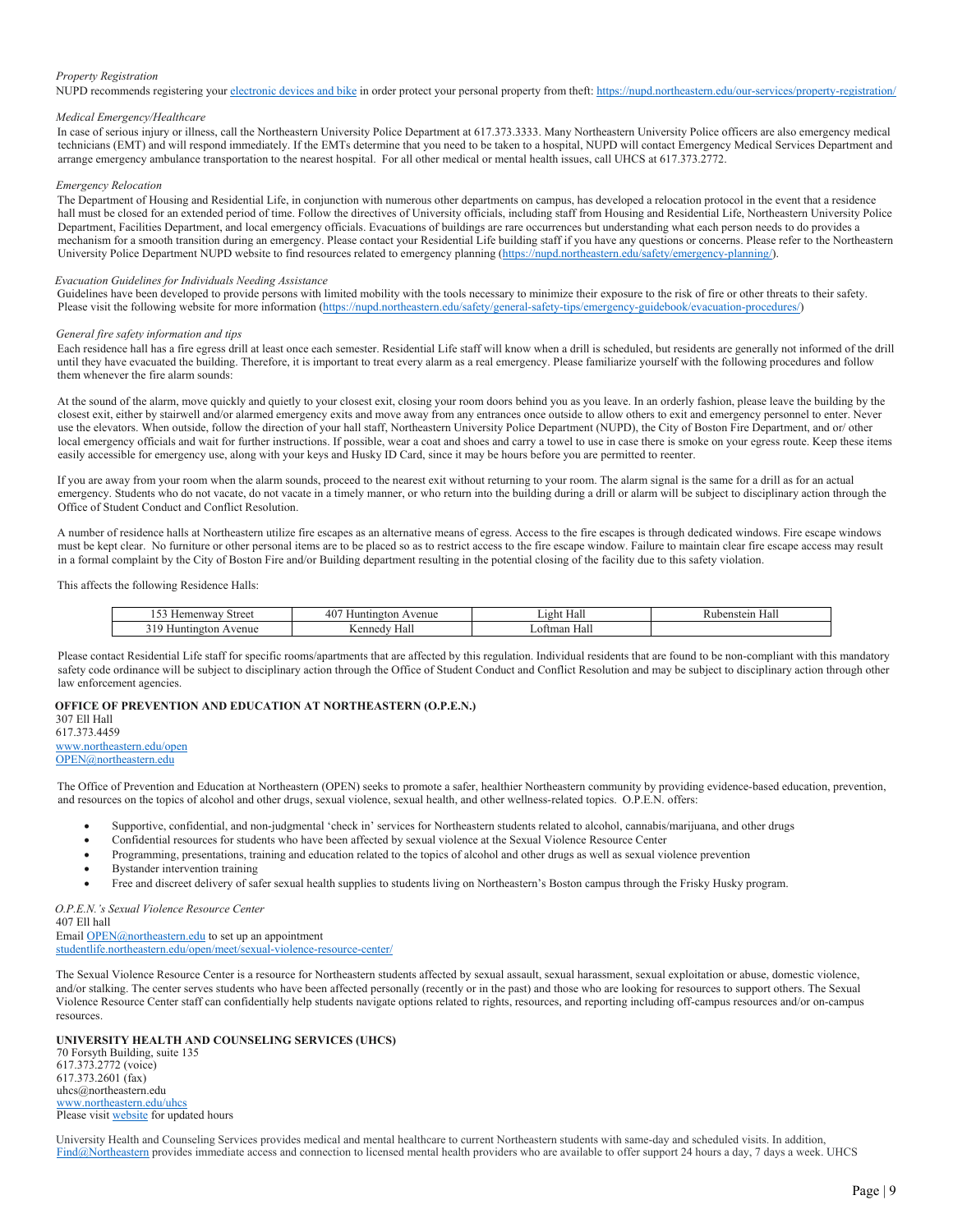*Property Registration*

NUPD recommends registering your electronic devices and bike in order protect your personal property from theft: https://nupd.northeastern.edu/our-services/property-registration/

*Medical Emergency/Healthcare*

In case of serious injury or illness, call the Northeastern University Police Department at 617.373.3333. Many Northeastern University Police officers are also emergency medical technicians (EMT) and will respond immediately. If the EMTs determine that you need to be taken to a hospital, NUPD will contact Emergency Medical Services Department and arrange emergency ambulance transportation to the nearest hospital. For all other medical or mental health issues, call UHCS at 617.373.2772.

*Emergency Relocation*

The Department of Housing and Residential Life, in conjunction with numerous other departments on campus, has developed a relocation protocol in the event that a residence hall must be closed for an extended period of time. Follow the directives of University officials, including staff from Housing and Residential Life, Northeastern University Police Department, Facilities Department, and local emergency officials. Evacuations of buildings are rare occurrences but understanding what each person needs to do provides a mechanism for a smooth transition during an emergency. Please contact your Residential Life building staff if you have any questions or concerns. Please refer to the Northeastern University Police Department NUPD website to find resources related to emergency planning (https://nupd.northeastern.edu/safety/emergency-planning/).

*Evacuation Guidelines for Individuals Needing Assistance*

Guidelines have been developed to provide persons with limited mobility with the tools necessary to minimize their exposure to the risk of fire or other threats to their safety. Please visit the following website for more information (https://nupd.northeastern.edu/safety/general-safety-tips/emergency-guidebook/evacuation-procedures/)

*General fire safety information and tips*

Each residence hall has a fire egress drill at least once each semester. Residential Life staff will know when a drill is scheduled, but residents are generally not informed of the drill until they have evacuated the building. Therefore, it is important to treat every alarm as a real emergency. Please familiarize yourself with the following procedures and follow them whenever the fire alarm sounds:

At the sound of the alarm, move quickly and quietly to your closest exit, closing your room doors behind you as you leave. In an orderly fashion, please leave the building by the closest exit, either by stairwell and/or alarmed emergency exits and move away from any entrances once outside to allow others to exit and emergency personnel to enter. Never use the elevators. When outside, follow the direction of your hall staff, Northeastern University Police Department (NUPD), the City of Boston Fire Department, and or/ other local emergency officials and wait for further instructions. If possible, wear a coat and shoes and carry a towel to use in case there is smoke on your egress route. Keep these items easily accessible for emergency use, along with your keys and Husky ID Card, since it may be hours before you are permitted to reenter.

If you are away from your room when the alarm sounds, proceed to the nearest exit without returning to your room. The alarm signal is the same for a drill as for an actual emergency. Students who do not vacate, do not vacate in a timely manner, or who return into the building during a drill or alarm will be subject to disciplinary action through the Office of Student Conduct and Conflict Resolution.

A number of residence halls at Northeastern utilize fire escapes as an alternative means of egress. Access to the fire escapes is through dedicated windows. Fire escape windows must be kept clear. No furniture or other personal items are to be placed so as to restrict access to the fire escape window. Failure to maintain clear fire escape access may result in a formal complaint by the City of Boston Fire and/or Building department resulting in the potential closing of the facility due to this safety violation.

This affects the following Residence Halls:

| 153 Hemenway Street | 407 Huntington Avenue | Light Hall | Rubenstein Hall |
|---|---|---|---|
| 319 Huntington Avenue | Kennedy Hall | Loftman Hall | |

Please contact Residential Life staff for specific rooms/apartments that are affected by this regulation. Individual residents that are found to be non-compliant with this mandatory safety code ordinance will be subject to disciplinary action through the Office of Student Conduct and Conflict Resolution and may be subject to disciplinary action through other law enforcement agencies.

**OFFICE OF PREVENTION AND EDUCATION AT NORTHEASTERN (O.P.E.N.)**

307 Ell Hall
617.373.4459
www.northeastern.edu/open
OPEN@northeastern.edu

The Office of Prevention and Education at Northeastern (OPEN) seeks to promote a safer, healthier Northeastern community by providing evidence-based education, prevention, and resources on the topics of alcohol and other drugs, sexual violence, sexual health, and other wellness-related topics. O.P.E.N. offers:

- Supportive, confidential, and non-judgmental 'check in' services for Northeastern students related to alcohol, cannabis/marijuana, and other drugs
- Confidential resources for students who have been affected by sexual violence at the Sexual Violence Resource Center
- Programming, presentations, training and education related to the topics of alcohol and other drugs as well as sexual violence prevention
- Bystander intervention training
- Free and discreet delivery of safer sexual health supplies to students living on Northeastern's Boston campus through the Frisky Husky program.

*O.P.E.N.'s Sexual Violence Resource Center*

407 Ell hall
Email OPEN@northeastern.edu to set up an appointment
studentlife.northeastern.edu/open/meet/sexual-violence-resource-center/

The Sexual Violence Resource Center is a resource for Northeastern students affected by sexual assault, sexual harassment, sexual exploitation or abuse, domestic violence, and/or stalking. The center serves students who have been affected personally (recently or in the past) and those who are looking for resources to support others. The Sexual Violence Resource Center staff can confidentially help students navigate options related to rights, resources, and reporting including off-campus resources and/or on-campus resources.

**UNIVERSITY HEALTH AND COUNSELING SERVICES (UHCS)**

70 Forsyth Building, suite 135
617.373.2772 (voice)
617.373.2601 (fax)
uhcs@northeastern.edu
www.northeastern.edu/uhcs
Please visit website for updated hours

University Health and Counseling Services provides medical and mental healthcare to current Northeastern students with same-day and scheduled visits. In addition, Find@Northeastern provides immediate access and connection to licensed mental health providers who are available to offer support 24 hours a day, 7 days a week. UHCS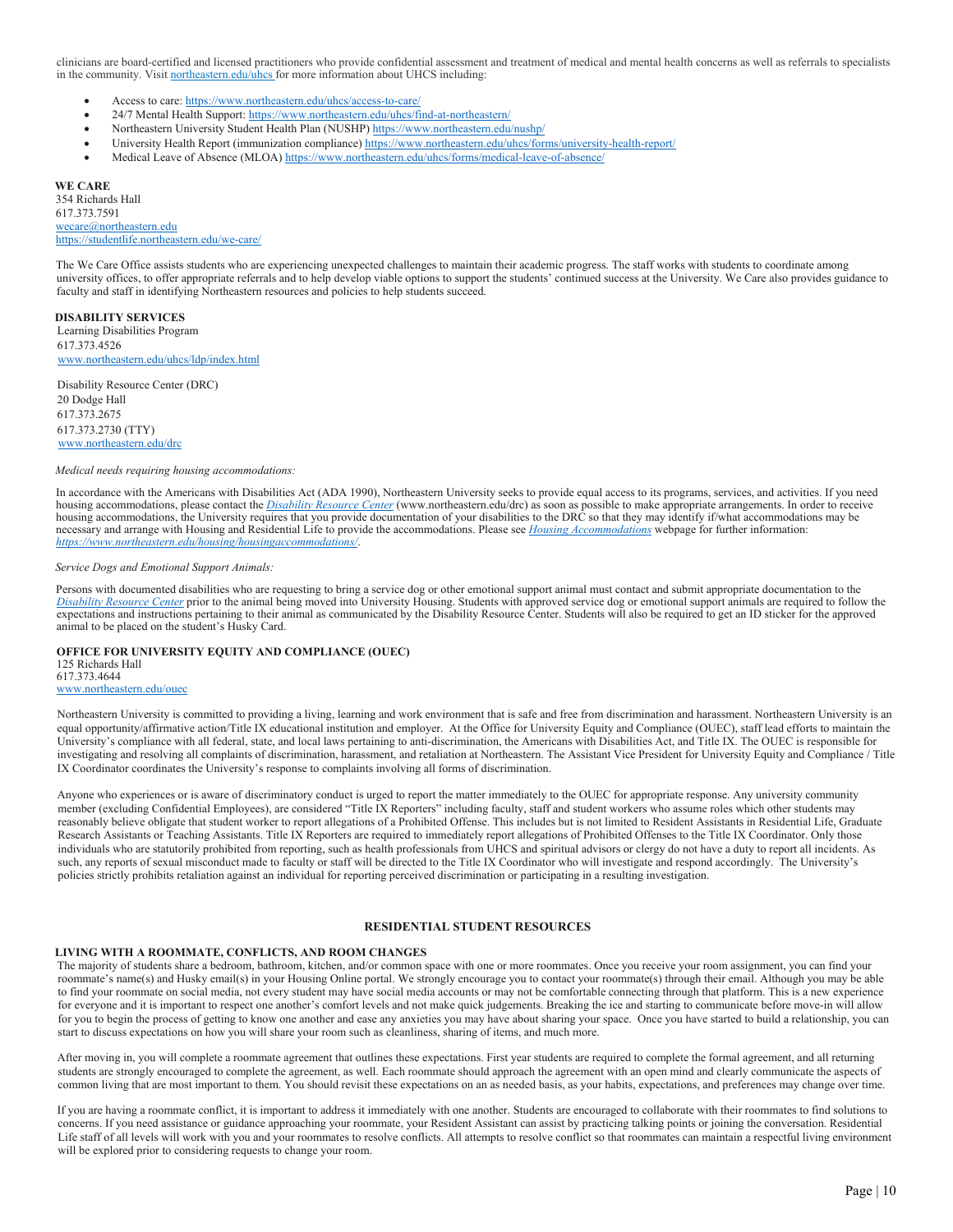clinicians are board-certified and licensed practitioners who provide confidential assessment and treatment of medical and mental health concerns as well as referrals to specialists in the community. Visit northeastern.edu/uhcs for more information about UHCS including:

- Access to care: https://www.northeastern.edu/uhcs/access-to-care/
- 24/7 Mental Health Support: https://www.northeastern.edu/uhcs/find-at-northeastern/
- Northeastern University Student Health Plan (NUSHP) https://www.northeastern.edu/nushp/
- University Health Report (immunization compliance) https://www.northeastern.edu/uhcs/forms/university-health-report/
- Medical Leave of Absence (MLOA) https://www.northeastern.edu/uhcs/forms/medical-leave-of-absence/

**WE CARE**
354 Richards Hall
617.373.7591
wecare@northeastern.edu
https://studentlife.northeastern.edu/we-care/

The We Care Office assists students who are experiencing unexpected challenges to maintain their academic progress. The staff works with students to coordinate among university offices, to offer appropriate referrals and to help develop viable options to support the students' continued success at the University. We Care also provides guidance to faculty and staff in identifying Northeastern resources and policies to help students succeed.

**DISABILITY SERVICES**
Learning Disabilities Program
617.373.4526
www.northeastern.edu/uhcs/ldp/index.html

Disability Resource Center (DRC)
20 Dodge Hall
617.373.2675
617.373.2730 (TTY)
www.northeastern.edu/drc

*Medical needs requiring housing accommodations:*

In accordance with the Americans with Disabilities Act (ADA 1990), Northeastern University seeks to provide equal access to its programs, services, and activities. If you need housing accommodations, please contact the *Disability Resource Center* (www.northeastern.edu/drc) as soon as possible to make appropriate arrangements. In order to receive housing accommodations, the University requires that you provide documentation of your disabilities to the DRC so that they may identify if/what accommodations may be necessary and arrange with Housing and Residential Life to provide the accommodations. Please see *Housing Accommodations* webpage for further information: *https://www.northeastern.edu/housing/housingaccommodations/*.

*Service Dogs and Emotional Support Animals:*

Persons with documented disabilities who are requesting to bring a service dog or other emotional support animal must contact and submit appropriate documentation to the *Disability Resource Center* prior to the animal being moved into University Housing. Students with approved service dog or emotional support animals are required to follow the expectations and instructions pertaining to their animal as communicated by the Disability Resource Center. Students will also be required to get an ID sticker for the approved animal to be placed on the student's Husky Card.

**OFFICE FOR UNIVERSITY EQUITY AND COMPLIANCE (OUEC)**
125 Richards Hall
617.373.4644
www.northeastern.edu/ouec

Northeastern University is committed to providing a living, learning and work environment that is safe and free from discrimination and harassment. Northeastern University is an equal opportunity/affirmative action/Title IX educational institution and employer. At the Office for University Equity and Compliance (OUEC), staff lead efforts to maintain the University's compliance with all federal, state, and local laws pertaining to anti-discrimination, the Americans with Disabilities Act, and Title IX. The OUEC is responsible for investigating and resolving all complaints of discrimination, harassment, and retaliation at Northeastern. The Assistant Vice President for University Equity and Compliance / Title IX Coordinator coordinates the University's response to complaints involving all forms of discrimination.

Anyone who experiences or is aware of discriminatory conduct is urged to report the matter immediately to the OUEC for appropriate response. Any university community member (excluding Confidential Employees), are considered "Title IX Reporters" including faculty, staff and student workers who assume roles which other students may reasonably believe obligate that student worker to report allegations of a Prohibited Offense. This includes but is not limited to Resident Assistants in Residential Life, Graduate Research Assistants or Teaching Assistants. Title IX Reporters are required to immediately report allegations of Prohibited Offenses to the Title IX Coordinator. Only those individuals who are statutorily prohibited from reporting, such as health professionals from UHCS and spiritual advisors or clergy do not have a duty to report all incidents. As such, any reports of sexual misconduct made to faculty or staff will be directed to the Title IX Coordinator who will investigate and respond accordingly. The University's policies strictly prohibits retaliation against an individual for reporting perceived discrimination or participating in a resulting investigation.

## RESIDENTIAL STUDENT RESOURCES

**LIVING WITH A ROOMMATE, CONFLICTS, AND ROOM CHANGES**

The majority of students share a bedroom, bathroom, kitchen, and/or common space with one or more roommates. Once you receive your room assignment, you can find your roommate's name(s) and Husky email(s) in your Housing Online portal. We strongly encourage you to contact your roommate(s) through their email. Although you may be able to find your roommate on social media, not every student may have social media accounts or may not be comfortable connecting through that platform. This is a new experience for everyone and it is important to respect one another's comfort levels and not make quick judgements. Breaking the ice and starting to communicate before move-in will allow for you to begin the process of getting to know one another and ease any anxieties you may have about sharing your space. Once you have started to build a relationship, you can start to discuss expectations on how you will share your room such as cleanliness, sharing of items, and much more.

After moving in, you will complete a roommate agreement that outlines these expectations. First year students are required to complete the formal agreement, and all returning students are strongly encouraged to complete the agreement, as well. Each roommate should approach the agreement with an open mind and clearly communicate the aspects of common living that are most important to them. You should revisit these expectations on an as needed basis, as your habits, expectations, and preferences may change over time.

If you are having a roommate conflict, it is important to address it immediately with one another. Students are encouraged to collaborate with their roommates to find solutions to concerns. If you need assistance or guidance approaching your roommate, your Resident Assistant can assist by practicing talking points or joining the conversation. Residential Life staff of all levels will work with you and your roommates to resolve conflicts. All attempts to resolve conflict so that roommates can maintain a respectful living environment will be explored prior to considering requests to change your room.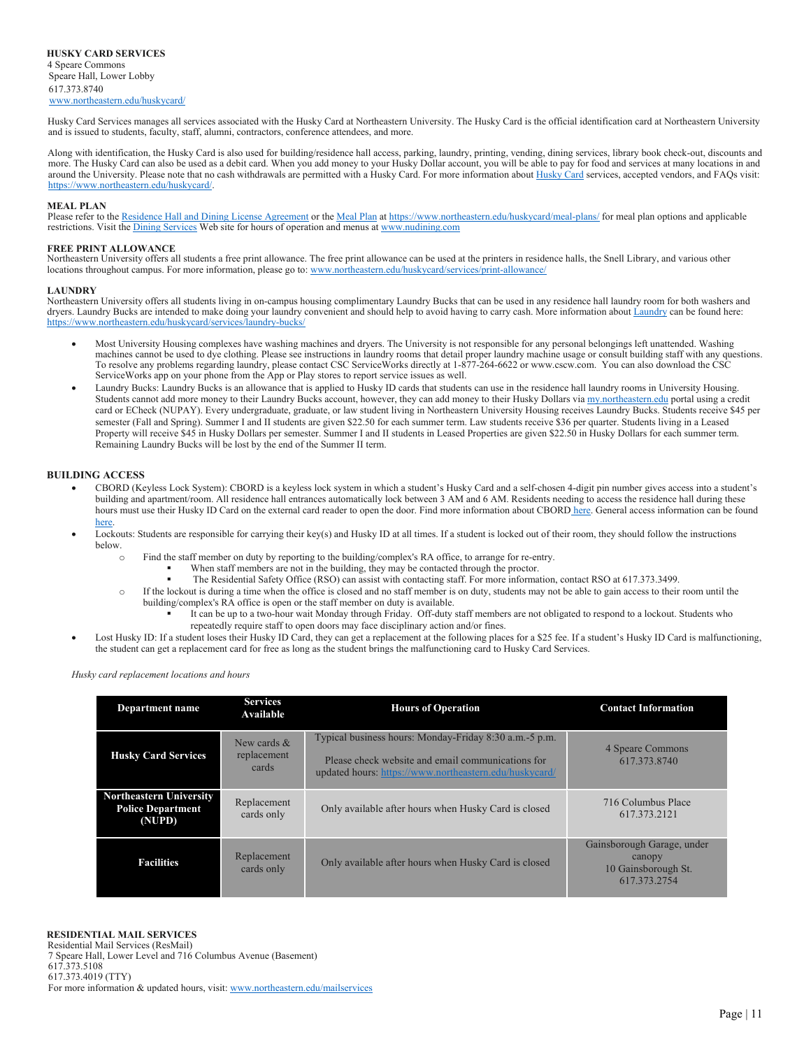**HUSKY CARD SERVICES**
4 Speare Commons
Speare Hall, Lower Lobby
617.373.8740
www.northeastern.edu/huskycard/

Husky Card Services manages all services associated with the Husky Card at Northeastern University. The Husky Card is the official identification card at Northeastern University and is issued to students, faculty, staff, alumni, contractors, conference attendees, and more.

Along with identification, the Husky Card is also used for building/residence hall access, parking, laundry, printing, vending, dining services, library book check-out, discounts and more. The Husky Card can also be used as a debit card. When you add money to your Husky Dollar account, you will be able to pay for food and services at many locations in and around the University. Please note that no cash withdrawals are permitted with a Husky Card. For more information about Husky Card services, accepted vendors, and FAQs visit: https://www.northeastern.edu/huskycard/.

**MEAL PLAN**
Please refer to the Residence Hall and Dining License Agreement or the Meal Plan at https://www.northeastern.edu/huskycard/meal-plans/ for meal plan options and applicable restrictions. Visit the Dining Services Web site for hours of operation and menus at www.nudining.com

**FREE PRINT ALLOWANCE**
Northeastern University offers all students a free print allowance. The free print allowance can be used at the printers in residence halls, the Snell Library, and various other locations throughout campus. For more information, please go to: www.northeastern.edu/huskycard/services/print-allowance/

**LAUNDRY**
Northeastern University offers all students living in on-campus housing complimentary Laundry Bucks that can be used in any residence hall laundry room for both washers and dryers. Laundry Bucks are intended to make doing your laundry convenient and should help to avoid having to carry cash. More information about Laundry can be found here: https://www.northeastern.edu/huskycard/services/laundry-bucks/

- Most University Housing complexes have washing machines and dryers. The University is not responsible for any personal belongings left unattended. Washing machines cannot be used to dye clothing. Please see instructions in laundry rooms that detail proper laundry machine usage or consult building staff with any questions. To resolve any problems regarding laundry, please contact CSC ServiceWorks directly at 1-877-264-6622 or www.cscw.com. You can also download the CSC ServiceWorks app on your phone from the App or Play stores to report service issues as well.
- Laundry Bucks: Laundry Bucks is an allowance that is applied to Husky ID cards that students can use in the residence hall laundry rooms in University Housing. Students cannot add more money to their Laundry Bucks account, however, they can add money to their Husky Dollars via my.northeastern.edu portal using a credit card or ECheck (NUPAY). Every undergraduate, graduate, or law student living in Northeastern University Housing receives Laundry Bucks. Students receive $45 per semester (Fall and Spring). Summer I and II students are given $22.50 for each summer term. Law students receive $36 per quarter. Students living in a Leased Property will receive $45 in Husky Dollars per semester. Summer I and II students in Leased Properties are given $22.50 in Husky Dollars for each summer term. Remaining Laundry Bucks will be lost by the end of the Summer II term.

**BUILDING ACCESS**

- CBORD (Keyless Lock System): CBORD is a keyless lock system in which a student's Husky Card and a self-chosen 4-digit pin number gives access into a student's building and apartment/room. All residence hall entrances automatically lock between 3 AM and 6 AM. Residents needing to access the residence hall during these hours must use their Husky ID Card on the external card reader to open the door. Find more information about CBORD here. General access information can be found here.
- Lockouts: Students are responsible for carrying their key(s) and Husky ID at all times. If a student is locked out of their room, they should follow the instructions below.
  - Find the staff member on duty by reporting to the building/complex's RA office, to arrange for re-entry.
    - When staff members are not in the building, they may be contacted through the proctor.
    - The Residential Safety Office (RSO) can assist with contacting staff. For more information, contact RSO at 617.373.3499.
  - If the lockout is during a time when the office is closed and no staff member is on duty, students may not be able to gain access to their room until the building/complex's RA office is open or the staff member on duty is available.
    - It can be up to a two-hour wait Monday through Friday. Off-duty staff members are not obligated to respond to a lockout. Students who repeatedly require staff to open doors may face disciplinary action and/or fines.
- Lost Husky ID: If a student loses their Husky ID Card, they can get a replacement at the following places for a $25 fee. If a student's Husky ID Card is malfunctioning, the student can get a replacement card for free as long as the student brings the malfunctioning card to Husky Card Services.

*Husky card replacement locations and hours*

| Department name | Services Available | Hours of Operation | Contact Information |
|---|---|---|---|
| **Husky Card Services** | New cards & replacement cards | Typical business hours: Monday-Friday 8:30 a.m.-5 p.m. Please check website and email communications for updated hours: https://www.northeastern.edu/huskycard/ | 4 Speare Commons 617.373.8740 |
| **Northeastern University Police Department (NUPD)** | Replacement cards only | Only available after hours when Husky Card is closed | 716 Columbus Place 617.373.2121 |
| **Facilities** | Replacement cards only | Only available after hours when Husky Card is closed | Gainsborough Garage, under canopy 10 Gainsborough St. 617.373.2754 |

**RESIDENTIAL MAIL SERVICES**
Residential Mail Services (ResMail)
7 Speare Hall, Lower Level and 716 Columbus Avenue (Basement)
617.373.5108
617.373.4019 (TTY)
For more information & updated hours, visit: www.northeastern.edu/mailservices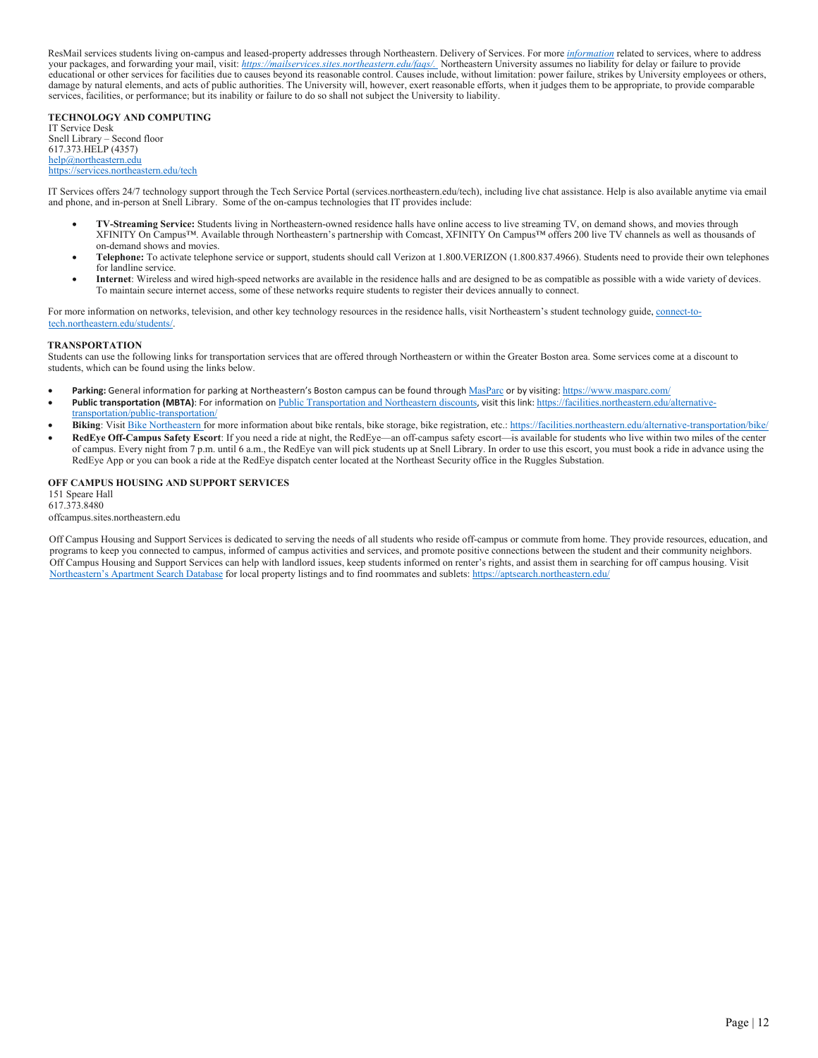ResMail services students living on-campus and leased-property addresses through Northeastern. Delivery of Services. For more *information* related to services, where to address your packages, and forwarding your mail, visit: *https://mailservices.sites.northeastern.edu/faqs/.* Northeastern University assumes no liability for delay or failure to provide educational or other services for facilities due to causes beyond its reasonable control. Causes include, without limitation: power failure, strikes by University employees or others, damage by natural elements, and acts of public authorities. The University will, however, exert reasonable efforts, when it judges them to be appropriate, to provide comparable services, facilities, or performance; but its inability or failure to do so shall not subject the University to liability.

**TECHNOLOGY AND COMPUTING**

IT Service Desk
Snell Library – Second floor
617.373.HELP (4357)
help@northeastern.edu
https://services.northeastern.edu/tech

IT Services offers 24/7 technology support through the Tech Service Portal (services.northeastern.edu/tech), including live chat assistance. Help is also available anytime via email and phone, and in-person at Snell Library. Some of the on-campus technologies that IT provides include:

- **TV-Streaming Service:** Students living in Northeastern-owned residence halls have online access to live streaming TV, on demand shows, and movies through XFINITY On Campus™. Available through Northeastern's partnership with Comcast, XFINITY On Campus™ offers 200 live TV channels as well as thousands of on-demand shows and movies.
- **Telephone:** To activate telephone service or support, students should call Verizon at 1.800.VERIZON (1.800.837.4966). Students need to provide their own telephones for landline service.
- **Internet**: Wireless and wired high-speed networks are available in the residence halls and are designed to be as compatible as possible with a wide variety of devices. To maintain secure internet access, some of these networks require students to register their devices annually to connect.

For more information on networks, television, and other key technology resources in the residence halls, visit Northeastern's student technology guide, connect-to-tech.northeastern.edu/students/.

**TRANSPORTATION**

Students can use the following links for transportation services that are offered through Northeastern or within the Greater Boston area. Some services come at a discount to students, which can be found using the links below.

- **Parking:** General information for parking at Northeastern's Boston campus can be found through MasParc or by visiting: https://www.masparc.com/
- **Public transportation (MBTA)**: For information on Public Transportation and Northeastern discounts, visit this link: https://facilities.northeastern.edu/alternative-transportation/public-transportation/
- **Biking**: Visit Bike Northeastern for more information about bike rentals, bike storage, bike registration, etc.: https://facilities.northeastern.edu/alternative-transportation/bike/
- **RedEye Off-Campus Safety Escort**: If you need a ride at night, the RedEye—an off-campus safety escort—is available for students who live within two miles of the center of campus. Every night from 7 p.m. until 6 a.m., the RedEye van will pick students up at Snell Library. In order to use this escort, you must book a ride in advance using the RedEye App or you can book a ride at the RedEye dispatch center located at the Northeast Security office in the Ruggles Substation.

**OFF CAMPUS HOUSING AND SUPPORT SERVICES**

151 Speare Hall
617.373.8480
offcampus.sites.northeastern.edu

Off Campus Housing and Support Services is dedicated to serving the needs of all students who reside off-campus or commute from home. They provide resources, education, and programs to keep you connected to campus, informed of campus activities and services, and promote positive connections between the student and their community neighbors. Off Campus Housing and Support Services can help with landlord issues, keep students informed on renter's rights, and assist them in searching for off campus housing. Visit Northeastern's Apartment Search Database for local property listings and to find roommates and sublets: https://aptsearch.northeastern.edu/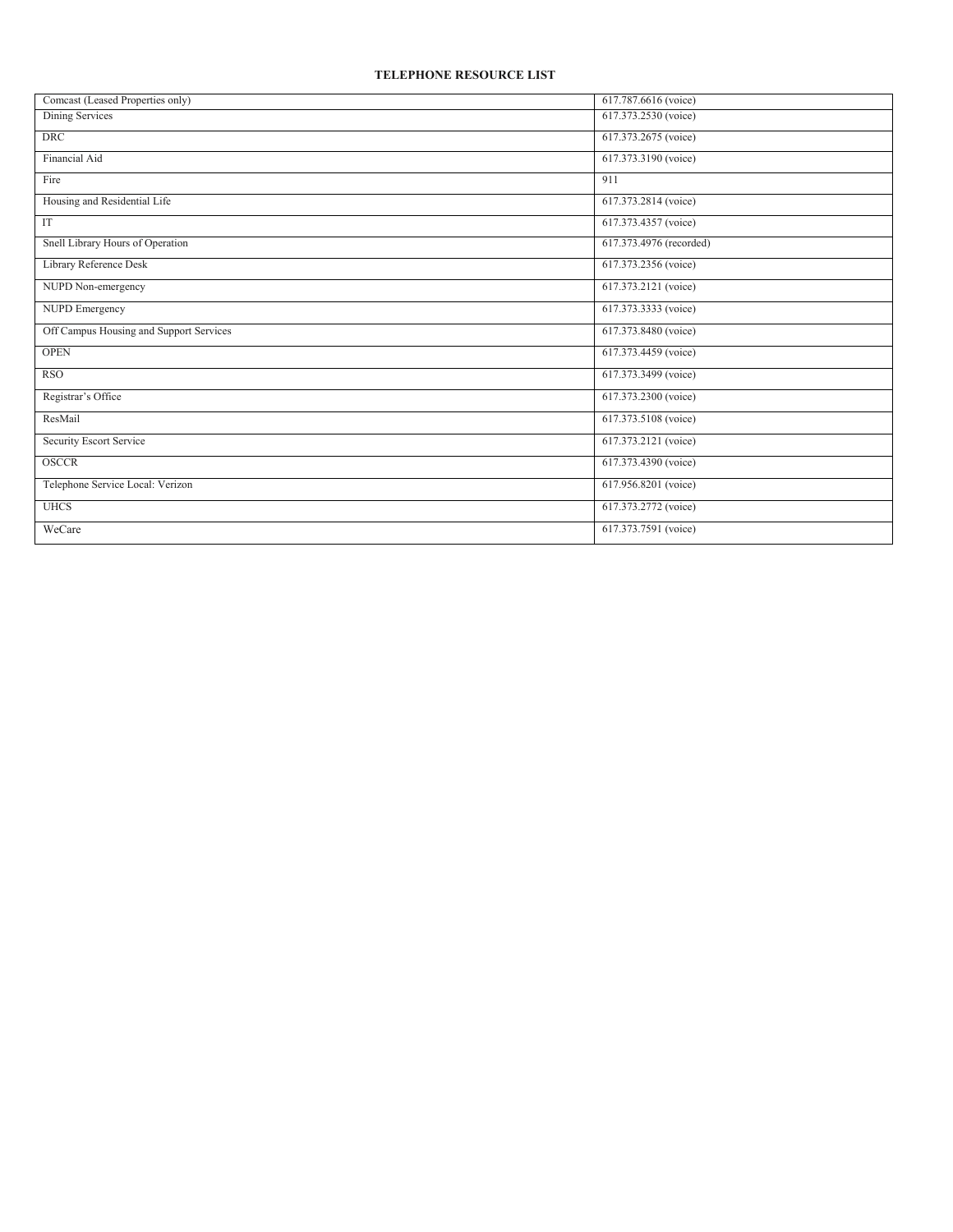**TELEPHONE RESOURCE LIST**

| | |
|---|---|
| Comcast (Leased Properties only) | 617.787.6616 (voice) |
| Dining Services | 617.373.2530 (voice) |
| DRC | 617.373.2675 (voice) |
| Financial Aid | 617.373.3190 (voice) |
| Fire | 911 |
| Housing and Residential Life | 617.373.2814 (voice) |
| IT | 617.373.4357 (voice) |
| Snell Library Hours of Operation | 617.373.4976 (recorded) |
| Library Reference Desk | 617.373.2356 (voice) |
| NUPD Non-emergency | 617.373.2121 (voice) |
| NUPD Emergency | 617.373.3333 (voice) |
| Off Campus Housing and Support Services | 617.373.8480 (voice) |
| OPEN | 617.373.4459 (voice) |
| RSO | 617.373.3499 (voice) |
| Registrar's Office | 617.373.2300 (voice) |
| ResMail | 617.373.5108 (voice) |
| Security Escort Service | 617.373.2121 (voice) |
| OSCCR | 617.373.4390 (voice) |
| Telephone Service Local: Verizon | 617.956.8201 (voice) |
| UHCS | 617.373.2772 (voice) |
| WeCare | 617.373.7591 (voice) |